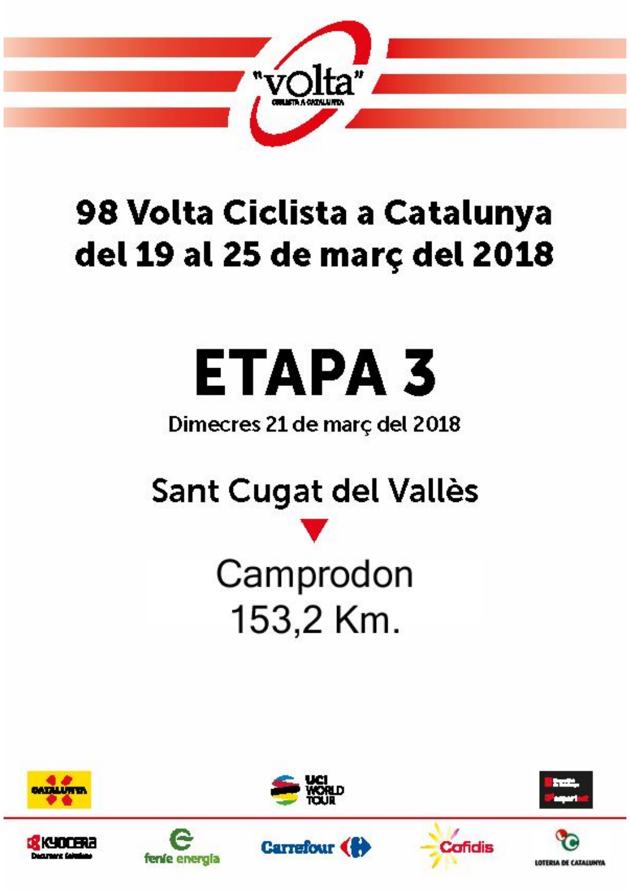# 98 Volta Ciclista a Catalunya
# del 19 al 25 de març del 2018

## ETAPA 3

Dimecres 21 de març del 2018

Sant Cugat del Vallès

▼

Camprodon
153,2 Km.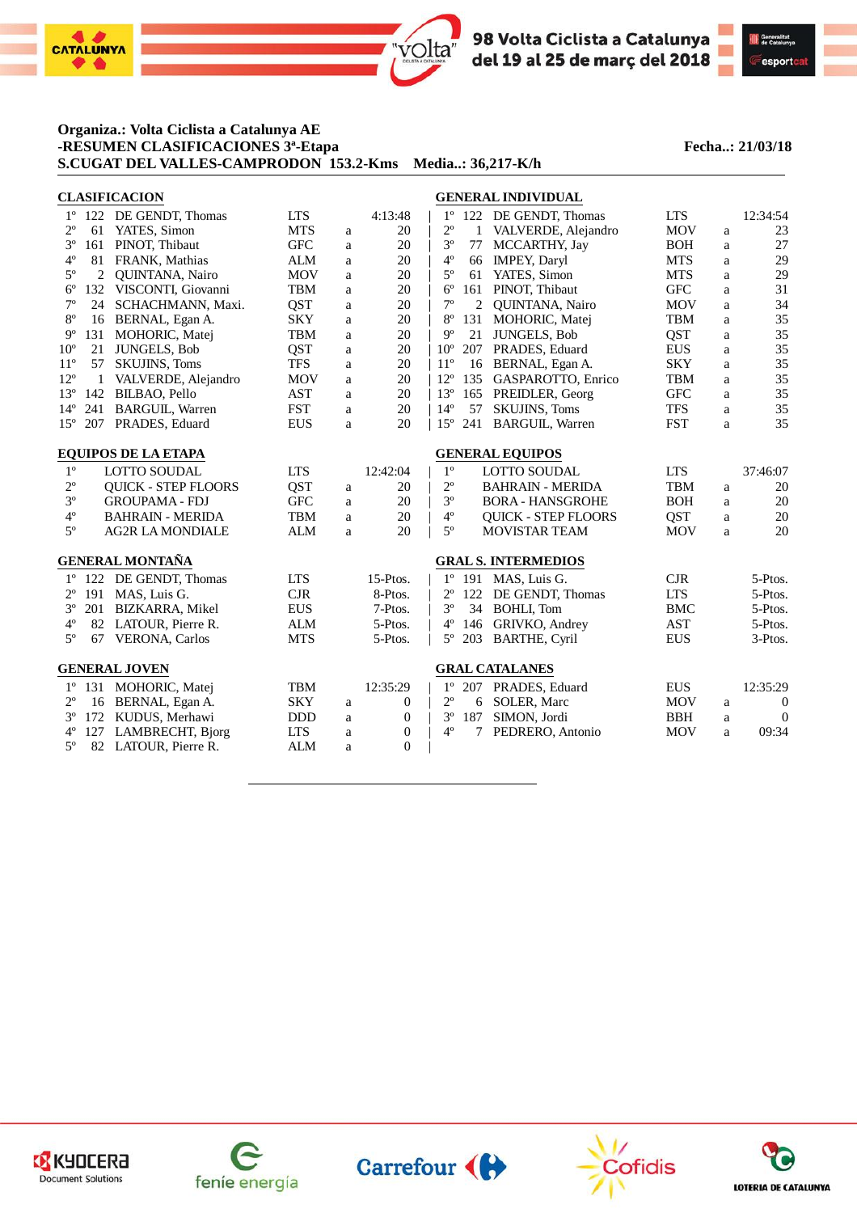**Organiza.: Volta Ciclista a Catalunya AE**
**-RESUMEN CLASIFICACIONES 3ª-Etapa** **Fecha..: 21/03/18**
**S.CUGAT DEL VALLES-CAMPRODON 153.2-Kms Media..: 36,217-K/h**

## CLASIFICACION

| Pos | Dorsal | Nombre | Equipo | | Tiempo |
|---|---|---|---|---|---|
| 1º | 122 | DE GENDT, Thomas | LTS | | 4:13:48 |
| 2º | 61 | YATES, Simon | MTS | a | 20 |
| 3º | 161 | PINOT, Thibaut | GFC | a | 20 |
| 4º | 81 | FRANK, Mathias | ALM | a | 20 |
| 5º | 2 | QUINTANA, Nairo | MOV | a | 20 |
| 6º | 132 | VISCONTI, Giovanni | TBM | a | 20 |
| 7º | 24 | SCHACHMANN, Maxi. | QST | a | 20 |
| 8º | 16 | BERNAL, Egan A. | SKY | a | 20 |
| 9º | 131 | MOHORIC, Matej | TBM | a | 20 |
| 10º | 21 | JUNGELS, Bob | QST | a | 20 |
| 11º | 57 | SKUJINS, Toms | TFS | a | 20 |
| 12º | 1 | VALVERDE, Alejandro | MOV | a | 20 |
| 13º | 142 | BILBAO, Pello | AST | a | 20 |
| 14º | 241 | BARGUIL, Warren | FST | a | 20 |
| 15º | 207 | PRADES, Eduard | EUS | a | 20 |

## GENERAL INDIVIDUAL

| Pos | Dorsal | Nombre | Equipo | | Tiempo |
|---|---|---|---|---|---|
| 1º | 122 | DE GENDT, Thomas | LTS | | 12:34:54 |
| 2º | 1 | VALVERDE, Alejandro | MOV | a | 23 |
| 3º | 77 | MCCARTHY, Jay | BOH | a | 27 |
| 4º | 66 | IMPEY, Daryl | MTS | a | 29 |
| 5º | 61 | YATES, Simon | MTS | a | 29 |
| 6º | 161 | PINOT, Thibaut | GFC | a | 31 |
| 7º | 2 | QUINTANA, Nairo | MOV | a | 34 |
| 8º | 131 | MOHORIC, Matej | TBM | a | 35 |
| 9º | 21 | JUNGELS, Bob | QST | a | 35 |
| 10º | 207 | PRADES, Eduard | EUS | a | 35 |
| 11º | 16 | BERNAL, Egan A. | SKY | a | 35 |
| 12º | 135 | GASPAROTTO, Enrico | TBM | a | 35 |
| 13º | 165 | PREIDLER, Georg | GFC | a | 35 |
| 14º | 57 | SKUJINS, Toms | TFS | a | 35 |
| 15º | 241 | BARGUIL, Warren | FST | a | 35 |

## EQUIPOS DE LA ETAPA

| Pos | Equipo | | | Tiempo |
|---|---|---|---|---|
| 1º | LOTTO SOUDAL | LTS | | 12:42:04 |
| 2º | QUICK - STEP FLOORS | QST | a | 20 |
| 3º | GROUPAMA - FDJ | GFC | a | 20 |
| 4º | BAHRAIN - MERIDA | TBM | a | 20 |
| 5º | AG2R LA MONDIALE | ALM | a | 20 |

## GENERAL EQUIPOS

| Pos | Equipo | | | Tiempo |
|---|---|---|---|---|
| 1º | LOTTO SOUDAL | LTS | | 37:46:07 |
| 2º | BAHRAIN - MERIDA | TBM | a | 20 |
| 3º | BORA - HANSGROHE | BOH | a | 20 |
| 4º | QUICK - STEP FLOORS | QST | a | 20 |
| 5º | MOVISTAR TEAM | MOV | a | 20 |

## GENERAL MONTAÑA

| Pos | Dorsal | Nombre | Equipo | Puntos |
|---|---|---|---|---|
| 1º | 122 | DE GENDT, Thomas | LTS | 15-Ptos. |
| 2º | 191 | MAS, Luis G. | CJR | 8-Ptos. |
| 3º | 201 | BIZKARRA, Mikel | EUS | 7-Ptos. |
| 4º | 82 | LATOUR, Pierre R. | ALM | 5-Ptos. |
| 5º | 67 | VERONA, Carlos | MTS | 5-Ptos. |

## GRAL S. INTERMEDIOS

| Pos | Dorsal | Nombre | Equipo | Puntos |
|---|---|---|---|---|
| 1º | 191 | MAS, Luis G. | CJR | 5-Ptos. |
| 2º | 122 | DE GENDT, Thomas | LTS | 5-Ptos. |
| 3º | 34 | BOHLI, Tom | BMC | 5-Ptos. |
| 4º | 146 | GRIVKO, Andrey | AST | 5-Ptos. |
| 5º | 203 | BARTHE, Cyril | EUS | 3-Ptos. |

## GENERAL JOVEN

| Pos | Dorsal | Nombre | Equipo | | Tiempo |
|---|---|---|---|---|---|
| 1º | 131 | MOHORIC, Matej | TBM | | 12:35:29 |
| 2º | 16 | BERNAL, Egan A. | SKY | a | 0 |
| 3º | 172 | KUDUS, Merhawi | DDD | a | 0 |
| 4º | 127 | LAMBRECHT, Bjorg | LTS | a | 0 |
| 5º | 82 | LATOUR, Pierre R. | ALM | a | 0 |

## GRAL CATALANES

| Pos | Dorsal | Nombre | Equipo | | Tiempo |
|---|---|---|---|---|---|
| 1º | 207 | PRADES, Eduard | EUS | | 12:35:29 |
| 2º | 6 | SOLER, Marc | MOV | a | 0 |
| 3º | 187 | SIMON, Jordi | BBH | a | 0 |
| 4º | 7 | PEDRERO, Antonio | MOV | a | 09:34 |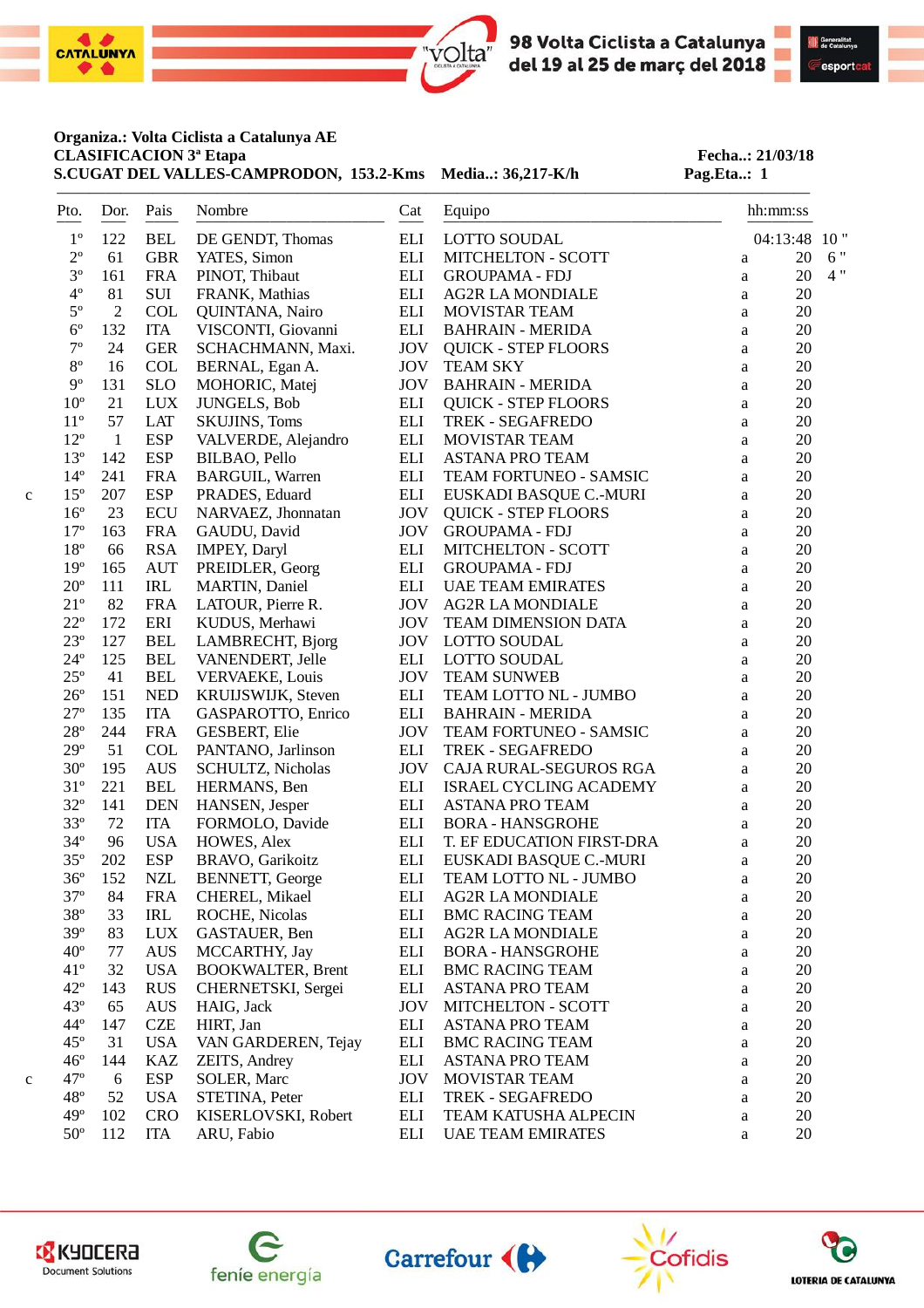Organiza.: Volta Ciclista a Catalunya AE
CLASIFICACION 3ª Etapa
S.CUGAT DEL VALLES-CAMPRODON, 153.2-Kms Media..: 36,217-K/h

Fecha..: 21/03/18
Pag.Eta..: 1

| | Pto. | Dor. | Pais | Nombre | Cat | Equipo | | hh:mm:ss | |
|---|---|---|---|---|---|---|---|---|---|
| | 1º | 122 | BEL | DE GENDT, Thomas | ELI | LOTTO SOUDAL | | 04:13:48 | 10 " |
| | 2º | 61 | GBR | YATES, Simon | ELI | MITCHELTON - SCOTT | a | 20 | 6 " |
| | 3º | 161 | FRA | PINOT, Thibaut | ELI | GROUPAMA - FDJ | a | 20 | 4 " |
| | 4º | 81 | SUI | FRANK, Mathias | ELI | AG2R LA MONDIALE | a | 20 | |
| | 5º | 2 | COL | QUINTANA, Nairo | ELI | MOVISTAR TEAM | a | 20 | |
| | 6º | 132 | ITA | VISCONTI, Giovanni | ELI | BAHRAIN - MERIDA | a | 20 | |
| | 7º | 24 | GER | SCHACHMANN, Maxi. | JOV | QUICK - STEP FLOORS | a | 20 | |
| | 8º | 16 | COL | BERNAL, Egan A. | JOV | TEAM SKY | a | 20 | |
| | 9º | 131 | SLO | MOHORIC, Matej | JOV | BAHRAIN - MERIDA | a | 20 | |
| | 10º | 21 | LUX | JUNGELS, Bob | ELI | QUICK - STEP FLOORS | a | 20 | |
| | 11º | 57 | LAT | SKUJINS, Toms | ELI | TREK - SEGAFREDO | a | 20 | |
| | 12º | 1 | ESP | VALVERDE, Alejandro | ELI | MOVISTAR TEAM | a | 20 | |
| | 13º | 142 | ESP | BILBAO, Pello | ELI | ASTANA PRO TEAM | a | 20 | |
| | 14º | 241 | FRA | BARGUIL, Warren | ELI | TEAM FORTUNEO - SAMSIC | a | 20 | |
| c | 15º | 207 | ESP | PRADES, Eduard | ELI | EUSKADI BASQUE C.-MURI | a | 20 | |
| | 16º | 23 | ECU | NARVAEZ, Jhonnatan | JOV | QUICK - STEP FLOORS | a | 20 | |
| | 17º | 163 | FRA | GAUDU, David | JOV | GROUPAMA - FDJ | a | 20 | |
| | 18º | 66 | RSA | IMPEY, Daryl | ELI | MITCHELTON - SCOTT | a | 20 | |
| | 19º | 165 | AUT | PREIDLER, Georg | ELI | GROUPAMA - FDJ | a | 20 | |
| | 20º | 111 | IRL | MARTIN, Daniel | ELI | UAE TEAM EMIRATES | a | 20 | |
| | 21º | 82 | FRA | LATOUR, Pierre R. | JOV | AG2R LA MONDIALE | a | 20 | |
| | 22º | 172 | ERI | KUDUS, Merhawi | JOV | TEAM DIMENSION DATA | a | 20 | |
| | 23º | 127 | BEL | LAMBRECHT, Bjorg | JOV | LOTTO SOUDAL | a | 20 | |
| | 24º | 125 | BEL | VANENDERT, Jelle | ELI | LOTTO SOUDAL | a | 20 | |
| | 25º | 41 | BEL | VERVAEKE, Louis | JOV | TEAM SUNWEB | a | 20 | |
| | 26º | 151 | NED | KRUIJSWIJK, Steven | ELI | TEAM LOTTO NL - JUMBO | a | 20 | |
| | 27º | 135 | ITA | GASPAROTTO, Enrico | ELI | BAHRAIN - MERIDA | a | 20 | |
| | 28º | 244 | FRA | GESBERT, Elie | JOV | TEAM FORTUNEO - SAMSIC | a | 20 | |
| | 29º | 51 | COL | PANTANO, Jarlinson | ELI | TREK - SEGAFREDO | a | 20 | |
| | 30º | 195 | AUS | SCHULTZ, Nicholas | JOV | CAJA RURAL-SEGUROS RGA | a | 20 | |
| | 31º | 221 | BEL | HERMANS, Ben | ELI | ISRAEL CYCLING ACADEMY | a | 20 | |
| | 32º | 141 | DEN | HANSEN, Jesper | ELI | ASTANA PRO TEAM | a | 20 | |
| | 33º | 72 | ITA | FORMOLO, Davide | ELI | BORA - HANSGROHE | a | 20 | |
| | 34º | 96 | USA | HOWES, Alex | ELI | T. EF EDUCATION FIRST-DRA | a | 20 | |
| | 35º | 202 | ESP | BRAVO, Garikoitz | ELI | EUSKADI BASQUE C.-MURI | a | 20 | |
| | 36º | 152 | NZL | BENNETT, George | ELI | TEAM LOTTO NL - JUMBO | a | 20 | |
| | 37º | 84 | FRA | CHEREL, Mikael | ELI | AG2R LA MONDIALE | a | 20 | |
| | 38º | 33 | IRL | ROCHE, Nicolas | ELI | BMC RACING TEAM | a | 20 | |
| | 39º | 83 | LUX | GASTAUER, Ben | ELI | AG2R LA MONDIALE | a | 20 | |
| | 40º | 77 | AUS | MCCARTHY, Jay | ELI | BORA - HANSGROHE | a | 20 | |
| | 41º | 32 | USA | BOOKWALTER, Brent | ELI | BMC RACING TEAM | a | 20 | |
| | 42º | 143 | RUS | CHERNETSKI, Sergei | ELI | ASTANA PRO TEAM | a | 20 | |
| | 43º | 65 | AUS | HAIG, Jack | JOV | MITCHELTON - SCOTT | a | 20 | |
| | 44º | 147 | CZE | HIRT, Jan | ELI | ASTANA PRO TEAM | a | 20 | |
| | 45º | 31 | USA | VAN GARDEREN, Tejay | ELI | BMC RACING TEAM | a | 20 | |
| | 46º | 144 | KAZ | ZEITS, Andrey | ELI | ASTANA PRO TEAM | a | 20 | |
| c | 47º | 6 | ESP | SOLER, Marc | JOV | MOVISTAR TEAM | a | 20 | |
| | 48º | 52 | USA | STETINA, Peter | ELI | TREK - SEGAFREDO | a | 20 | |
| | 49º | 102 | CRO | KISERLOVSKI, Robert | ELI | TEAM KATUSHA ALPECIN | a | 20 | |
| | 50º | 112 | ITA | ARU, Fabio | ELI | UAE TEAM EMIRATES | a | 20 | |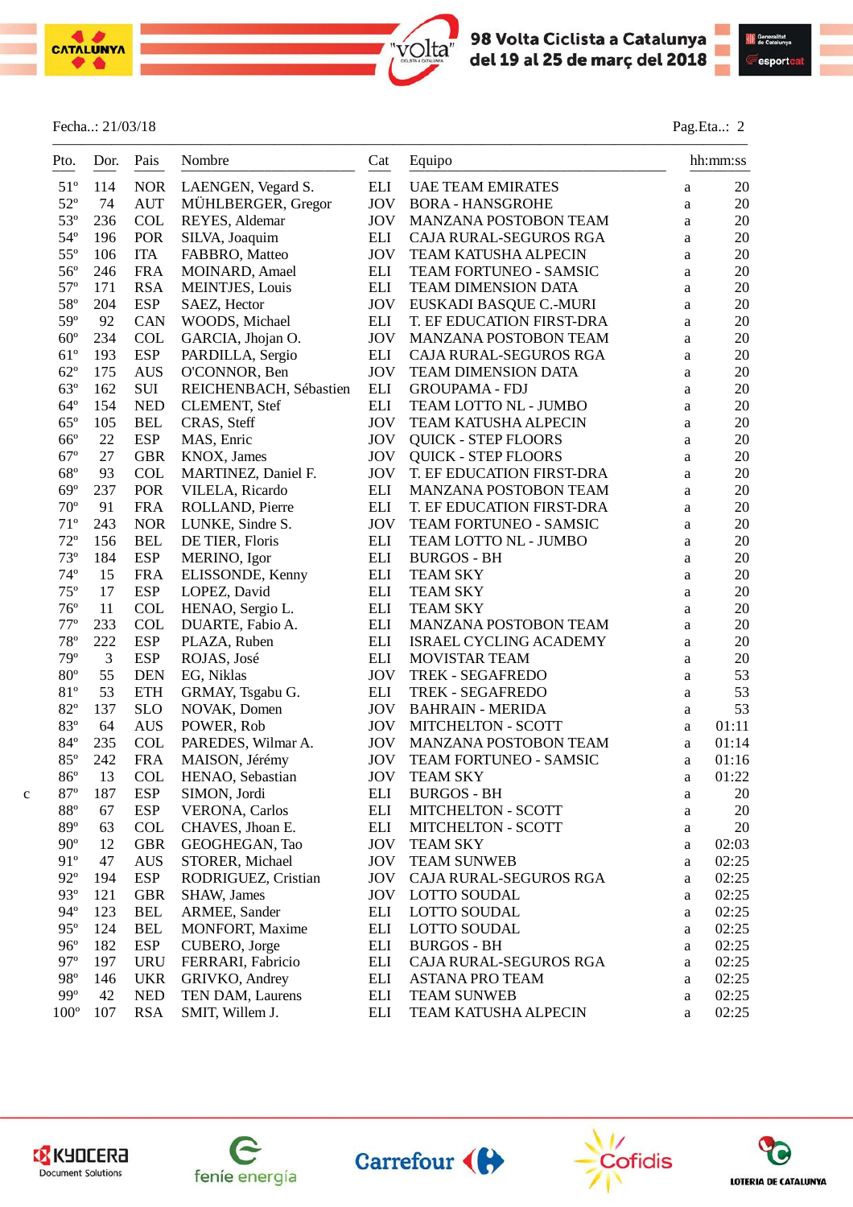Fecha..: 21/03/18

Pag.Eta..: 2

| | Pto. | Dor. | Pais | Nombre | Cat | Equipo | | hh:mm:ss |
|---|---|---|---|---|---|---|---|---|
| | 51º | 114 | NOR | LAENGEN, Vegard S. | ELI | UAE TEAM EMIRATES | a | 20 |
| | 52º | 74 | AUT | MÜHLBERGER, Gregor | JOV | BORA - HANSGROHE | a | 20 |
| | 53º | 236 | COL | REYES, Aldemar | JOV | MANZANA POSTOBON TEAM | a | 20 |
| | 54º | 196 | POR | SILVA, Joaquim | ELI | CAJA RURAL-SEGUROS RGA | a | 20 |
| | 55º | 106 | ITA | FABBRO, Matteo | JOV | TEAM KATUSHA ALPECIN | a | 20 |
| | 56º | 246 | FRA | MOINARD, Amael | ELI | TEAM FORTUNEO - SAMSIC | a | 20 |
| | 57º | 171 | RSA | MEINTJES, Louis | ELI | TEAM DIMENSION DATA | a | 20 |
| | 58º | 204 | ESP | SAEZ, Hector | JOV | EUSKADI BASQUE C.-MURI | a | 20 |
| | 59º | 92 | CAN | WOODS, Michael | ELI | T. EF EDUCATION FIRST-DRA | a | 20 |
| | 60º | 234 | COL | GARCIA, Jhojan O. | JOV | MANZANA POSTOBON TEAM | a | 20 |
| | 61º | 193 | ESP | PARDILLA, Sergio | ELI | CAJA RURAL-SEGUROS RGA | a | 20 |
| | 62º | 175 | AUS | O'CONNOR, Ben | JOV | TEAM DIMENSION DATA | a | 20 |
| | 63º | 162 | SUI | REICHENBACH, Sébastien | ELI | GROUPAMA - FDJ | a | 20 |
| | 64º | 154 | NED | CLEMENT, Stef | ELI | TEAM LOTTO NL - JUMBO | a | 20 |
| | 65º | 105 | BEL | CRAS, Steff | JOV | TEAM KATUSHA ALPECIN | a | 20 |
| | 66º | 22 | ESP | MAS, Enric | JOV | QUICK - STEP FLOORS | a | 20 |
| | 67º | 27 | GBR | KNOX, James | JOV | QUICK - STEP FLOORS | a | 20 |
| | 68º | 93 | COL | MARTINEZ, Daniel F. | JOV | T. EF EDUCATION FIRST-DRA | a | 20 |
| | 69º | 237 | POR | VILELA, Ricardo | ELI | MANZANA POSTOBON TEAM | a | 20 |
| | 70º | 91 | FRA | ROLLAND, Pierre | ELI | T. EF EDUCATION FIRST-DRA | a | 20 |
| | 71º | 243 | NOR | LUNKE, Sindre S. | JOV | TEAM FORTUNEO - SAMSIC | a | 20 |
| | 72º | 156 | BEL | DE TIER, Floris | ELI | TEAM LOTTO NL - JUMBO | a | 20 |
| | 73º | 184 | ESP | MERINO, Igor | ELI | BURGOS - BH | a | 20 |
| | 74º | 15 | FRA | ELISSONDE, Kenny | ELI | TEAM SKY | a | 20 |
| | 75º | 17 | ESP | LOPEZ, David | ELI | TEAM SKY | a | 20 |
| | 76º | 11 | COL | HENAO, Sergio L. | ELI | TEAM SKY | a | 20 |
| | 77º | 233 | COL | DUARTE, Fabio A. | ELI | MANZANA POSTOBON TEAM | a | 20 |
| | 78º | 222 | ESP | PLAZA, Ruben | ELI | ISRAEL CYCLING ACADEMY | a | 20 |
| | 79º | 3 | ESP | ROJAS, José | ELI | MOVISTAR TEAM | a | 20 |
| | 80º | 55 | DEN | EG, Niklas | JOV | TREK - SEGAFREDO | a | 53 |
| | 81º | 53 | ETH | GRMAY, Tsgabu G. | ELI | TREK - SEGAFREDO | a | 53 |
| | 82º | 137 | SLO | NOVAK, Domen | JOV | BAHRAIN - MERIDA | a | 53 |
| | 83º | 64 | AUS | POWER, Rob | JOV | MITCHELTON - SCOTT | a | 01:11 |
| | 84º | 235 | COL | PAREDES, Wilmar A. | JOV | MANZANA POSTOBON TEAM | a | 01:14 |
| | 85º | 242 | FRA | MAISON, Jérémy | JOV | TEAM FORTUNEO - SAMSIC | a | 01:16 |
| | 86º | 13 | COL | HENAO, Sebastian | JOV | TEAM SKY | a | 01:22 |
| c | 87º | 187 | ESP | SIMON, Jordi | ELI | BURGOS - BH | a | 20 |
| | 88º | 67 | ESP | VERONA, Carlos | ELI | MITCHELTON - SCOTT | a | 20 |
| | 89º | 63 | COL | CHAVES, Jhoan E. | ELI | MITCHELTON - SCOTT | a | 20 |
| | 90º | 12 | GBR | GEOGHEGAN, Tao | JOV | TEAM SKY | a | 02:03 |
| | 91º | 47 | AUS | STORER, Michael | JOV | TEAM SUNWEB | a | 02:25 |
| | 92º | 194 | ESP | RODRIGUEZ, Cristian | JOV | CAJA RURAL-SEGUROS RGA | a | 02:25 |
| | 93º | 121 | GBR | SHAW, James | JOV | LOTTO SOUDAL | a | 02:25 |
| | 94º | 123 | BEL | ARMEE, Sander | ELI | LOTTO SOUDAL | a | 02:25 |
| | 95º | 124 | BEL | MONFORT, Maxime | ELI | LOTTO SOUDAL | a | 02:25 |
| | 96º | 182 | ESP | CUBERO, Jorge | ELI | BURGOS - BH | a | 02:25 |
| | 97º | 197 | URU | FERRARI, Fabricio | ELI | CAJA RURAL-SEGUROS RGA | a | 02:25 |
| | 98º | 146 | UKR | GRIVKO, Andrey | ELI | ASTANA PRO TEAM | a | 02:25 |
| | 99º | 42 | NED | TEN DAM, Laurens | ELI | TEAM SUNWEB | a | 02:25 |
| | 100º | 107 | RSA | SMIT, Willem J. | ELI | TEAM KATUSHA ALPECIN | a | 02:25 |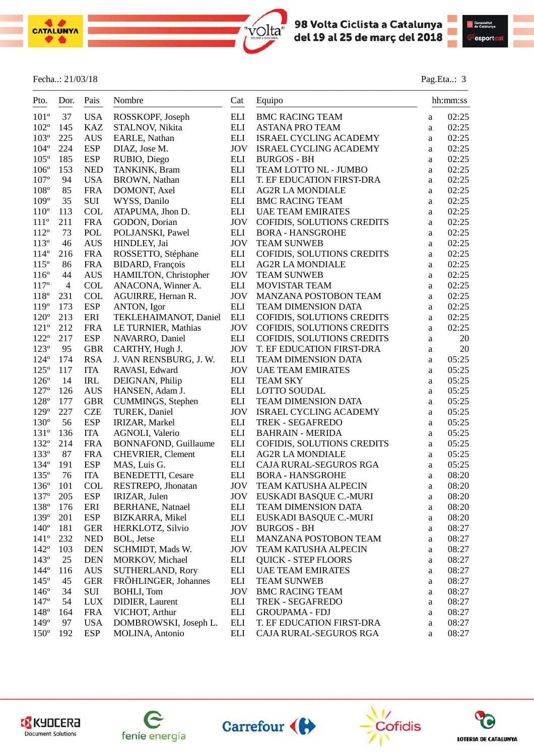Fecha..: 21/03/18 Pag.Eta..: 3

| Pto. | Dor. | Pais | Nombre | Cat | Equipo | | hh:mm:ss |
|---|---|---|---|---|---|---|---|
| 101º | 37 | USA | ROSSKOPF, Joseph | ELI | BMC RACING TEAM | a | 02:25 |
| 102º | 145 | KAZ | STALNOV, Nikita | ELI | ASTANA PRO TEAM | a | 02:25 |
| 103º | 225 | AUS | EARLE, Nathan | ELI | ISRAEL CYCLING ACADEMY | a | 02:25 |
| 104º | 224 | ESP | DIAZ, Jose M. | JOV | ISRAEL CYCLING ACADEMY | a | 02:25 |
| 105º | 185 | ESP | RUBIO, Diego | ELI | BURGOS - BH | a | 02:25 |
| 106º | 153 | NED | TANKINK, Bram | ELI | TEAM LOTTO NL - JUMBO | a | 02:25 |
| 107º | 94 | USA | BROWN, Nathan | ELI | T. EF EDUCATION FIRST-DRA | a | 02:25 |
| 108º | 85 | FRA | DOMONT, Axel | ELI | AG2R LA MONDIALE | a | 02:25 |
| 109º | 35 | SUI | WYSS, Danilo | ELI | BMC RACING TEAM | a | 02:25 |
| 110º | 113 | COL | ATAPUMA, Jhon D. | ELI | UAE TEAM EMIRATES | a | 02:25 |
| 111º | 211 | FRA | GODON, Dorian | JOV | COFIDIS, SOLUTIONS CREDITS | a | 02:25 |
| 112º | 73 | POL | POLJANSKI, Pawel | ELI | BORA - HANSGROHE | a | 02:25 |
| 113º | 46 | AUS | HINDLEY, Jai | JOV | TEAM SUNWEB | a | 02:25 |
| 114º | 216 | FRA | ROSSETTO, Stéphane | ELI | COFIDIS, SOLUTIONS CREDITS | a | 02:25 |
| 115º | 86 | FRA | BIDARD, François | ELI | AG2R LA MONDIALE | a | 02:25 |
| 116º | 44 | AUS | HAMILTON, Christopher | JOV | TEAM SUNWEB | a | 02:25 |
| 117º | 4 | COL | ANACONA, Winner A. | ELI | MOVISTAR TEAM | a | 02:25 |
| 118º | 231 | COL | AGUIRRE, Hernan R. | JOV | MANZANA POSTOBON TEAM | a | 02:25 |
| 119º | 173 | ESP | ANTON, Igor | ELI | TEAM DIMENSION DATA | a | 02:25 |
| 120º | 213 | ERI | TEKLEHAIMANOT, Daniel | ELI | COFIDIS, SOLUTIONS CREDITS | a | 02:25 |
| 121º | 212 | FRA | LE TURNIER, Mathias | JOV | COFIDIS, SOLUTIONS CREDITS | a | 02:25 |
| 122º | 217 | ESP | NAVARRO, Daniel | ELI | COFIDIS, SOLUTIONS CREDITS | a | 20 |
| 123º | 95 | GBR | CARTHY, Hugh J. | JOV | T. EF EDUCATION FIRST-DRA | a | 20 |
| 124º | 174 | RSA | J. VAN RENSBURG, J. W. | ELI | TEAM DIMENSION DATA | a | 05:25 |
| 125º | 117 | ITA | RAVASI, Edward | JOV | UAE TEAM EMIRATES | a | 05:25 |
| 126º | 14 | IRL | DEIGNAN, Philip | ELI | TEAM SKY | a | 05:25 |
| 127º | 126 | AUS | HANSEN, Adam J. | ELI | LOTTO SOUDAL | a | 05:25 |
| 128º | 177 | GBR | CUMMINGS, Stephen | ELI | TEAM DIMENSION DATA | a | 05:25 |
| 129º | 227 | CZE | TUREK, Daniel | JOV | ISRAEL CYCLING ACADEMY | a | 05:25 |
| 130º | 56 | ESP | IRIZAR, Markel | ELI | TREK - SEGAFREDO | a | 05:25 |
| 131º | 136 | ITA | AGNOLI, Valerio | ELI | BAHRAIN - MERIDA | a | 05:25 |
| 132º | 214 | FRA | BONNAFOND, Guillaume | ELI | COFIDIS, SOLUTIONS CREDITS | a | 05:25 |
| 133º | 87 | FRA | CHEVRIER, Clement | ELI | AG2R LA MONDIALE | a | 05:25 |
| 134º | 191 | ESP | MAS, Luis G. | ELI | CAJA RURAL-SEGUROS RGA | a | 05:25 |
| 135º | 76 | ITA | BENEDETTI, Cesare | ELI | BORA - HANSGROHE | a | 08:20 |
| 136º | 101 | COL | RESTREPO, Jhonatan | JOV | TEAM KATUSHA ALPECIN | a | 08:20 |
| 137º | 205 | ESP | IRIZAR, Julen | JOV | EUSKADI BASQUE C.-MURI | a | 08:20 |
| 138º | 176 | ERI | BERHANE, Natnael | ELI | TEAM DIMENSION DATA | a | 08:20 |
| 139º | 201 | ESP | BIZKARRA, Mikel | ELI | EUSKADI BASQUE C.-MURI | a | 08:20 |
| 140º | 181 | GER | HERKLOTZ, Silvio | JOV | BURGOS - BH | a | 08:27 |
| 141º | 232 | NED | BOL, Jetse | ELI | MANZANA POSTOBON TEAM | a | 08:27 |
| 142º | 103 | DEN | SCHMIDT, Mads W. | JOV | TEAM KATUSHA ALPECIN | a | 08:27 |
| 143º | 25 | DEN | MORKOV, Michael | ELI | QUICK - STEP FLOORS | a | 08:27 |
| 144º | 116 | AUS | SUTHERLAND, Rory | ELI | UAE TEAM EMIRATES | a | 08:27 |
| 145º | 45 | GER | FRÖHLINGER, Johannes | ELI | TEAM SUNWEB | a | 08:27 |
| 146º | 34 | SUI | BOHLI, Tom | JOV | BMC RACING TEAM | a | 08:27 |
| 147º | 54 | LUX | DIDIER, Laurent | ELI | TREK - SEGAFREDO | a | 08:27 |
| 148º | 164 | FRA | VICHOT, Arthur | ELI | GROUPAMA - FDJ | a | 08:27 |
| 149º | 97 | USA | DOMBROWSKI, Joseph L. | ELI | T. EF EDUCATION FIRST-DRA | a | 08:27 |
| 150º | 192 | ESP | MOLINA, Antonio | ELI | CAJA RURAL-SEGUROS RGA | a | 08:27 |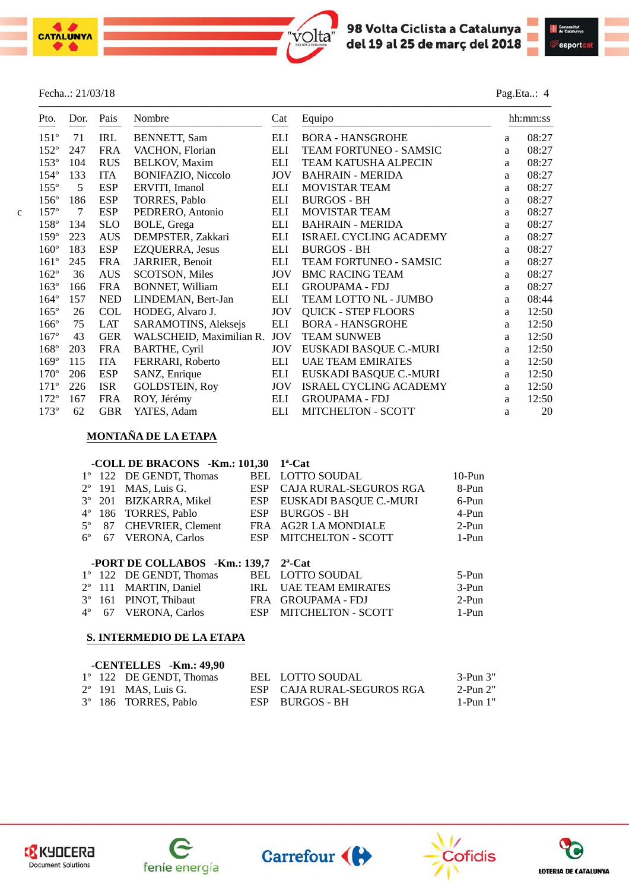Fecha..: 21/03/18

Pag.Eta..: 4

| | Pto. | Dor. | Pais | Nombre | Cat | Equipo | | hh:mm:ss |
|---|---|---|---|---|---|---|---|---|
| | 151º | 71 | IRL | BENNETT, Sam | ELI | BORA - HANSGROHE | a | 08:27 |
| | 152º | 247 | FRA | VACHON, Florian | ELI | TEAM FORTUNEO - SAMSIC | a | 08:27 |
| | 153º | 104 | RUS | BELKOV, Maxim | ELI | TEAM KATUSHA ALPECIN | a | 08:27 |
| | 154º | 133 | ITA | BONIFAZIO, Niccolo | JOV | BAHRAIN - MERIDA | a | 08:27 |
| | 155º | 5 | ESP | ERVITI, Imanol | ELI | MOVISTAR TEAM | a | 08:27 |
| | 156º | 186 | ESP | TORRES, Pablo | ELI | BURGOS - BH | a | 08:27 |
| c | 157º | 7 | ESP | PEDRERO, Antonio | ELI | MOVISTAR TEAM | a | 08:27 |
| | 158º | 134 | SLO | BOLE, Grega | ELI | BAHRAIN - MERIDA | a | 08:27 |
| | 159º | 223 | AUS | DEMPSTER, Zakkari | ELI | ISRAEL CYCLING ACADEMY | a | 08:27 |
| | 160º | 183 | ESP | EZQUERRA, Jesus | ELI | BURGOS - BH | a | 08:27 |
| | 161º | 245 | FRA | JARRIER, Benoit | ELI | TEAM FORTUNEO - SAMSIC | a | 08:27 |
| | 162º | 36 | AUS | SCOTSON, Miles | JOV | BMC RACING TEAM | a | 08:27 |
| | 163º | 166 | FRA | BONNET, William | ELI | GROUPAMA - FDJ | a | 08:27 |
| | 164º | 157 | NED | LINDEMAN, Bert-Jan | ELI | TEAM LOTTO NL - JUMBO | a | 08:44 |
| | 165º | 26 | COL | HODEG, Alvaro J. | JOV | QUICK - STEP FLOORS | a | 12:50 |
| | 166º | 75 | LAT | SARAMOTINS, Aleksejs | ELI | BORA - HANSGROHE | a | 12:50 |
| | 167º | 43 | GER | WALSCHEID, Maximilian R. | JOV | TEAM SUNWEB | a | 12:50 |
| | 168º | 203 | FRA | BARTHE, Cyril | JOV | EUSKADI BASQUE C.-MURI | a | 12:50 |
| | 169º | 115 | ITA | FERRARI, Roberto | ELI | UAE TEAM EMIRATES | a | 12:50 |
| | 170º | 206 | ESP | SANZ, Enrique | ELI | EUSKADI BASQUE C.-MURI | a | 12:50 |
| | 171º | 226 | ISR | GOLDSTEIN, Roy | JOV | ISRAEL CYCLING ACADEMY | a | 12:50 |
| | 172º | 167 | FRA | ROY, Jérémy | ELI | GROUPAMA - FDJ | a | 12:50 |
| | 173º | 62 | GBR | YATES, Adam | ELI | MITCHELTON - SCOTT | a | 20 |

## MONTAÑA DE LA ETAPA

**-COLL DE BRACONS -Km.: 101,30 1ª-Cat**

| | | | | | |
|---|---|---|---|---|---|
| 1º | 122 | DE GENDT, Thomas | BEL | LOTTO SOUDAL | 10-Pun |
| 2º | 191 | MAS, Luis G. | ESP | CAJA RURAL-SEGUROS RGA | 8-Pun |
| 3º | 201 | BIZKARRA, Mikel | ESP | EUSKADI BASQUE C.-MURI | 6-Pun |
| 4º | 186 | TORRES, Pablo | ESP | BURGOS - BH | 4-Pun |
| 5º | 87 | CHEVRIER, Clement | FRA | AG2R LA MONDIALE | 2-Pun |
| 6º | 67 | VERONA, Carlos | ESP | MITCHELTON - SCOTT | 1-Pun |

**-PORT DE COLLABOS -Km.: 139,7 2ª-Cat**

| | | | | | |
|---|---|---|---|---|---|
| 1º | 122 | DE GENDT, Thomas | BEL | LOTTO SOUDAL | 5-Pun |
| 2º | 111 | MARTIN, Daniel | IRL | UAE TEAM EMIRATES | 3-Pun |
| 3º | 161 | PINOT, Thibaut | FRA | GROUPAMA - FDJ | 2-Pun |
| 4º | 67 | VERONA, Carlos | ESP | MITCHELTON - SCOTT | 1-Pun |

## S. INTERMEDIO DE LA ETAPA

**-CENTELLES -Km.: 49,90**

| | | | | | |
|---|---|---|---|---|---|
| 1º | 122 | DE GENDT, Thomas | BEL | LOTTO SOUDAL | 3-Pun 3" |
| 2º | 191 | MAS, Luis G. | ESP | CAJA RURAL-SEGUROS RGA | 2-Pun 2" |
| 3º | 186 | TORRES, Pablo | ESP | BURGOS - BH | 1-Pun 1" |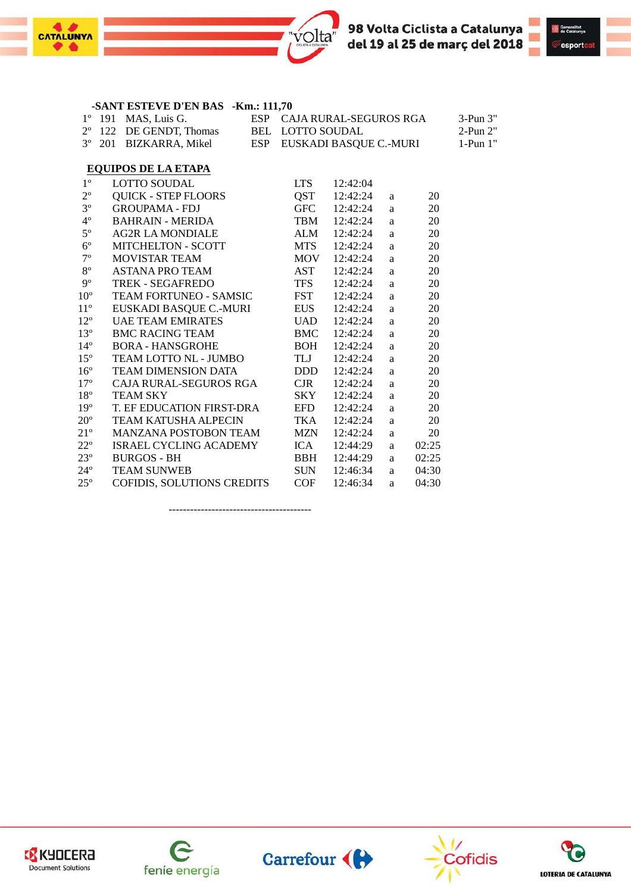**-SANT ESTEVE D'EN BAS -Km.: 111,70**

| | | | | | |
|---|---|---|---|---|---|
| 1º | 191 | MAS, Luis G. | ESP | CAJA RURAL-SEGUROS RGA | 3-Pun 3" |
| 2º | 122 | DE GENDT, Thomas | BEL | LOTTO SOUDAL | 2-Pun 2" |
| 3º | 201 | BIZKARRA, Mikel | ESP | EUSKADI BASQUE C.-MURI | 1-Pun 1" |

**EQUIPOS DE LA ETAPA**

| | | | | | |
|---|---|---|---|---|---|
| 1º | LOTTO SOUDAL | LTS | 12:42:04 | | |
| 2º | QUICK - STEP FLOORS | QST | 12:42:24 | a | 20 |
| 3º | GROUPAMA - FDJ | GFC | 12:42:24 | a | 20 |
| 4º | BAHRAIN - MERIDA | TBM | 12:42:24 | a | 20 |
| 5º | AG2R LA MONDIALE | ALM | 12:42:24 | a | 20 |
| 6º | MITCHELTON - SCOTT | MTS | 12:42:24 | a | 20 |
| 7º | MOVISTAR TEAM | MOV | 12:42:24 | a | 20 |
| 8º | ASTANA PRO TEAM | AST | 12:42:24 | a | 20 |
| 9º | TREK - SEGAFREDO | TFS | 12:42:24 | a | 20 |
| 10º | TEAM FORTUNEO - SAMSIC | FST | 12:42:24 | a | 20 |
| 11º | EUSKADI BASQUE C.-MURI | EUS | 12:42:24 | a | 20 |
| 12º | UAE TEAM EMIRATES | UAD | 12:42:24 | a | 20 |
| 13º | BMC RACING TEAM | BMC | 12:42:24 | a | 20 |
| 14º | BORA - HANSGROHE | BOH | 12:42:24 | a | 20 |
| 15º | TEAM LOTTO NL - JUMBO | TLJ | 12:42:24 | a | 20 |
| 16º | TEAM DIMENSION DATA | DDD | 12:42:24 | a | 20 |
| 17º | CAJA RURAL-SEGUROS RGA | CJR | 12:42:24 | a | 20 |
| 18º | TEAM SKY | SKY | 12:42:24 | a | 20 |
| 19º | T. EF EDUCATION FIRST-DRA | EFD | 12:42:24 | a | 20 |
| 20º | TEAM KATUSHA ALPECIN | TKA | 12:42:24 | a | 20 |
| 21º | MANZANA POSTOBON TEAM | MZN | 12:42:24 | a | 20 |
| 22º | ISRAEL CYCLING ACADEMY | ICA | 12:44:29 | a | 02:25 |
| 23º | BURGOS - BH | BBH | 12:44:29 | a | 02:25 |
| 24º | TEAM SUNWEB | SUN | 12:46:34 | a | 04:30 |
| 25º | COFIDIS, SOLUTIONS CREDITS | COF | 12:46:34 | a | 04:30 |

----------------------------------------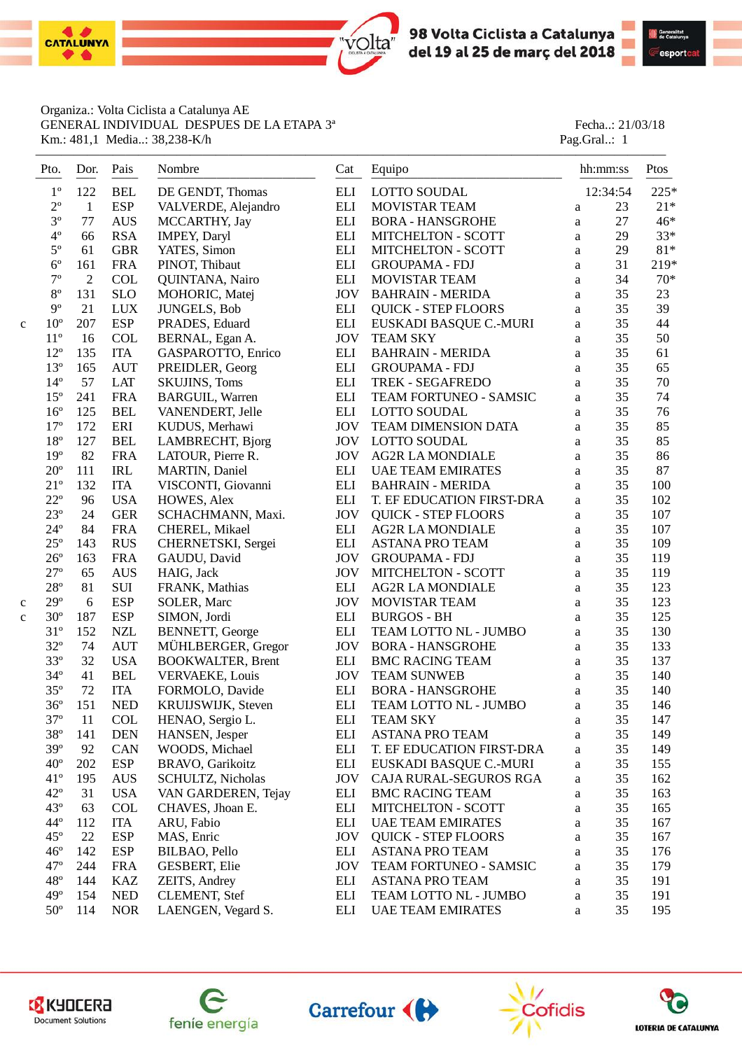98 Volta Ciclista a Catalunya
del 19 al 25 de març del 2018

Organiza.: Volta Ciclista a Catalunya AE
GENERAL INDIVIDUAL DESPUES DE LA ETAPA 3ª
Km.: 481,1 Media..: 38,238-K/h

Fecha..: 21/03/18
Pag.Gral..: 1

| | Pto. | Dor. | Pais | Nombre | Cat | Equipo | | hh:mm:ss | Ptos |
|---|---|---|---|---|---|---|---|---|---|
| | 1º | 122 | BEL | DE GENDT, Thomas | ELI | LOTTO SOUDAL | | 12:34:54 | 225* |
| | 2º | 1 | ESP | VALVERDE, Alejandro | ELI | MOVISTAR TEAM | a | 23 | 21* |
| | 3º | 77 | AUS | MCCARTHY, Jay | ELI | BORA - HANSGROHE | a | 27 | 46* |
| | 4º | 66 | RSA | IMPEY, Daryl | ELI | MITCHELTON - SCOTT | a | 29 | 33* |
| | 5º | 61 | GBR | YATES, Simon | ELI | MITCHELTON - SCOTT | a | 29 | 81* |
| | 6º | 161 | FRA | PINOT, Thibaut | ELI | GROUPAMA - FDJ | a | 31 | 219* |
| | 7º | 2 | COL | QUINTANA, Nairo | ELI | MOVISTAR TEAM | a | 34 | 70* |
| | 8º | 131 | SLO | MOHORIC, Matej | JOV | BAHRAIN - MERIDA | a | 35 | 23 |
| | 9º | 21 | LUX | JUNGELS, Bob | ELI | QUICK - STEP FLOORS | a | 35 | 39 |
| c | 10º | 207 | ESP | PRADES, Eduard | ELI | EUSKADI BASQUE C.-MURI | a | 35 | 44 |
| | 11º | 16 | COL | BERNAL, Egan A. | JOV | TEAM SKY | a | 35 | 50 |
| | 12º | 135 | ITA | GASPAROTTO, Enrico | ELI | BAHRAIN - MERIDA | a | 35 | 61 |
| | 13º | 165 | AUT | PREIDLER, Georg | ELI | GROUPAMA - FDJ | a | 35 | 65 |
| | 14º | 57 | LAT | SKUJINS, Toms | ELI | TREK - SEGAFREDO | a | 35 | 70 |
| | 15º | 241 | FRA | BARGUIL, Warren | ELI | TEAM FORTUNEO - SAMSIC | a | 35 | 74 |
| | 16º | 125 | BEL | VANENDERT, Jelle | ELI | LOTTO SOUDAL | a | 35 | 76 |
| | 17º | 172 | ERI | KUDUS, Merhawi | JOV | TEAM DIMENSION DATA | a | 35 | 85 |
| | 18º | 127 | BEL | LAMBRECHT, Bjorg | JOV | LOTTO SOUDAL | a | 35 | 85 |
| | 19º | 82 | FRA | LATOUR, Pierre R. | JOV | AG2R LA MONDIALE | a | 35 | 86 |
| | 20º | 111 | IRL | MARTIN, Daniel | ELI | UAE TEAM EMIRATES | a | 35 | 87 |
| | 21º | 132 | ITA | VISCONTI, Giovanni | ELI | BAHRAIN - MERIDA | a | 35 | 100 |
| | 22º | 96 | USA | HOWES, Alex | ELI | T. EF EDUCATION FIRST-DRA | a | 35 | 102 |
| | 23º | 27 | GER | SCHACHMANN, Maxi. | JOV | QUICK - STEP FLOORS | a | 35 | 107 |
| | 24º | 84 | FRA | CHEREL, Mikael | ELI | AG2R LA MONDIALE | a | 35 | 107 |
| | 25º | 143 | RUS | CHERNETSKI, Sergei | ELI | ASTANA PRO TEAM | a | 35 | 109 |
| | 26º | 163 | FRA | GAUDU, David | JOV | GROUPAMA - FDJ | a | 35 | 119 |
| | 27º | 65 | AUS | HAIG, Jack | JOV | MITCHELTON - SCOTT | a | 35 | 119 |
| | 28º | 81 | SUI | FRANK, Mathias | ELI | AG2R LA MONDIALE | a | 35 | 123 |
| c | 29º | 6 | ESP | SOLER, Marc | JOV | MOVISTAR TEAM | a | 35 | 123 |
| c | 30º | 187 | ESP | SIMON, Jordi | ELI | BURGOS - BH | a | 35 | 125 |
| | 31º | 152 | NZL | BENNETT, George | ELI | TEAM LOTTO NL - JUMBO | a | 35 | 130 |
| | 32º | 74 | AUT | MÜHLBERGER, Gregor | JOV | BORA - HANSGROHE | a | 35 | 133 |
| | 33º | 32 | USA | BOOKWALTER, Brent | ELI | BMC RACING TEAM | a | 35 | 137 |
| | 34º | 41 | BEL | VERVAEKE, Louis | JOV | TEAM SUNWEB | a | 35 | 140 |
| | 35º | 72 | ITA | FORMOLO, Davide | ELI | BORA - HANSGROHE | a | 35 | 140 |
| | 36º | 151 | NED | KRUIJSWIJK, Steven | ELI | TEAM LOTTO NL - JUMBO | a | 35 | 146 |
| | 37º | 11 | COL | HENAO, Sergio L. | ELI | TEAM SKY | a | 35 | 147 |
| | 38º | 141 | DEN | HANSEN, Jesper | ELI | ASTANA PRO TEAM | a | 35 | 149 |
| | 39º | 92 | CAN | WOODS, Michael | ELI | T. EF EDUCATION FIRST-DRA | a | 35 | 149 |
| | 40º | 202 | ESP | BRAVO, Garikoitz | ELI | EUSKADI BASQUE C.-MURI | a | 35 | 155 |
| | 41º | 195 | AUS | SCHULTZ, Nicholas | JOV | CAJA RURAL-SEGUROS RGA | a | 35 | 162 |
| | 42º | 31 | USA | VAN GARDEREN, Tejay | ELI | BMC RACING TEAM | a | 35 | 163 |
| | 43º | 63 | COL | CHAVES, Jhoan E. | ELI | MITCHELTON - SCOTT | a | 35 | 165 |
| | 44º | 112 | ITA | ARU, Fabio | ELI | UAE TEAM EMIRATES | a | 35 | 167 |
| | 45º | 22 | ESP | MAS, Enric | JOV | QUICK - STEP FLOORS | a | 35 | 167 |
| | 46º | 142 | ESP | BILBAO, Pello | ELI | ASTANA PRO TEAM | a | 35 | 176 |
| | 47º | 244 | FRA | GESBERT, Elie | JOV | TEAM FORTUNEO - SAMSIC | a | 35 | 179 |
| | 48º | 144 | KAZ | ZEITS, Andrey | ELI | ASTANA PRO TEAM | a | 35 | 191 |
| | 49º | 154 | NED | CLEMENT, Stef | ELI | TEAM LOTTO NL - JUMBO | a | 35 | 191 |
| | 50º | 114 | NOR | LAENGEN, Vegard S. | ELI | UAE TEAM EMIRATES | a | 35 | 195 |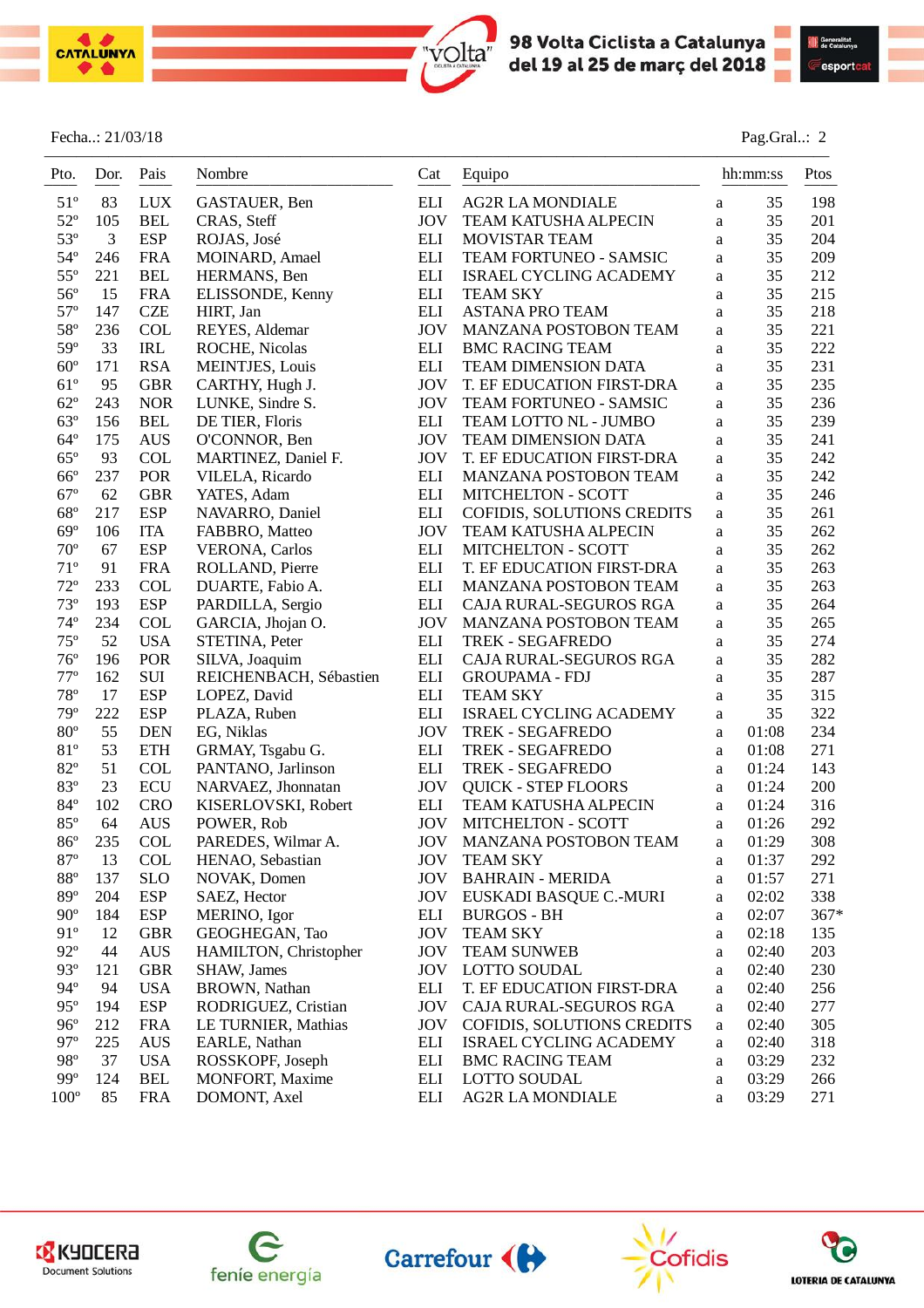Fecha..: 21/03/18 Pag.Gral..: 2

| Pto. | Dor. | Pais | Nombre | Cat | Equipo | | hh:mm:ss | Ptos |
|---|---|---|---|---|---|---|---|---|
| 51º | 83 | LUX | GASTAUER, Ben | ELI | AG2R LA MONDIALE | a | 35 | 198 |
| 52º | 105 | BEL | CRAS, Steff | JOV | TEAM KATUSHA ALPECIN | a | 35 | 201 |
| 53º | 3 | ESP | ROJAS, José | ELI | MOVISTAR TEAM | a | 35 | 204 |
| 54º | 246 | FRA | MOINARD, Amael | ELI | TEAM FORTUNEO - SAMSIC | a | 35 | 209 |
| 55º | 221 | BEL | HERMANS, Ben | ELI | ISRAEL CYCLING ACADEMY | a | 35 | 212 |
| 56º | 15 | FRA | ELISSONDE, Kenny | ELI | TEAM SKY | a | 35 | 215 |
| 57º | 147 | CZE | HIRT, Jan | ELI | ASTANA PRO TEAM | a | 35 | 218 |
| 58º | 236 | COL | REYES, Aldemar | JOV | MANZANA POSTOBON TEAM | a | 35 | 221 |
| 59º | 33 | IRL | ROCHE, Nicolas | ELI | BMC RACING TEAM | a | 35 | 222 |
| 60º | 171 | RSA | MEINTJES, Louis | ELI | TEAM DIMENSION DATA | a | 35 | 231 |
| 61º | 95 | GBR | CARTHY, Hugh J. | JOV | T. EF EDUCATION FIRST-DRA | a | 35 | 235 |
| 62º | 243 | NOR | LUNKE, Sindre S. | JOV | TEAM FORTUNEO - SAMSIC | a | 35 | 236 |
| 63º | 156 | BEL | DE TIER, Floris | ELI | TEAM LOTTO NL - JUMBO | a | 35 | 239 |
| 64º | 175 | AUS | O'CONNOR, Ben | JOV | TEAM DIMENSION DATA | a | 35 | 241 |
| 65º | 93 | COL | MARTINEZ, Daniel F. | JOV | T. EF EDUCATION FIRST-DRA | a | 35 | 242 |
| 66º | 237 | POR | VILELA, Ricardo | ELI | MANZANA POSTOBON TEAM | a | 35 | 242 |
| 67º | 62 | GBR | YATES, Adam | ELI | MITCHELTON - SCOTT | a | 35 | 246 |
| 68º | 217 | ESP | NAVARRO, Daniel | ELI | COFIDIS, SOLUTIONS CREDITS | a | 35 | 261 |
| 69º | 106 | ITA | FABBRO, Matteo | JOV | TEAM KATUSHA ALPECIN | a | 35 | 262 |
| 70º | 67 | ESP | VERONA, Carlos | ELI | MITCHELTON - SCOTT | a | 35 | 262 |
| 71º | 91 | FRA | ROLLAND, Pierre | ELI | T. EF EDUCATION FIRST-DRA | a | 35 | 263 |
| 72º | 233 | COL | DUARTE, Fabio A. | ELI | MANZANA POSTOBON TEAM | a | 35 | 263 |
| 73º | 193 | ESP | PARDILLA, Sergio | ELI | CAJA RURAL-SEGUROS RGA | a | 35 | 264 |
| 74º | 234 | COL | GARCIA, Jhojan O. | JOV | MANZANA POSTOBON TEAM | a | 35 | 265 |
| 75º | 52 | USA | STETINA, Peter | ELI | TREK - SEGAFREDO | a | 35 | 274 |
| 76º | 196 | POR | SILVA, Joaquim | ELI | CAJA RURAL-SEGUROS RGA | a | 35 | 282 |
| 77º | 162 | SUI | REICHENBACH, Sébastien | ELI | GROUPAMA - FDJ | a | 35 | 287 |
| 78º | 17 | ESP | LOPEZ, David | ELI | TEAM SKY | a | 35 | 315 |
| 79º | 222 | ESP | PLAZA, Ruben | ELI | ISRAEL CYCLING ACADEMY | a | 35 | 322 |
| 80º | 55 | DEN | EG, Niklas | JOV | TREK - SEGAFREDO | a | 01:08 | 234 |
| 81º | 53 | ETH | GRMAY, Tsgabu G. | ELI | TREK - SEGAFREDO | a | 01:08 | 271 |
| 82º | 51 | COL | PANTANO, Jarlinson | ELI | TREK - SEGAFREDO | a | 01:24 | 143 |
| 83º | 23 | ECU | NARVAEZ, Jhonnatan | JOV | QUICK - STEP FLOORS | a | 01:24 | 200 |
| 84º | 102 | CRO | KISERLOVSKI, Robert | ELI | TEAM KATUSHA ALPECIN | a | 01:24 | 316 |
| 85º | 64 | AUS | POWER, Rob | JOV | MITCHELTON - SCOTT | a | 01:26 | 292 |
| 86º | 235 | COL | PAREDES, Wilmar A. | JOV | MANZANA POSTOBON TEAM | a | 01:29 | 308 |
| 87º | 13 | COL | HENAO, Sebastian | JOV | TEAM SKY | a | 01:37 | 292 |
| 88º | 137 | SLO | NOVAK, Domen | JOV | BAHRAIN - MERIDA | a | 01:57 | 271 |
| 89º | 204 | ESP | SAEZ, Hector | JOV | EUSKADI BASQUE C.-MURI | a | 02:02 | 338 |
| 90º | 184 | ESP | MERINO, Igor | ELI | BURGOS - BH | a | 02:07 | 367* |
| 91º | 12 | GBR | GEOGHEGAN, Tao | JOV | TEAM SKY | a | 02:18 | 135 |
| 92º | 44 | AUS | HAMILTON, Christopher | JOV | TEAM SUNWEB | a | 02:40 | 203 |
| 93º | 121 | GBR | SHAW, James | JOV | LOTTO SOUDAL | a | 02:40 | 230 |
| 94º | 94 | USA | BROWN, Nathan | ELI | T. EF EDUCATION FIRST-DRA | a | 02:40 | 256 |
| 95º | 194 | ESP | RODRIGUEZ, Cristian | JOV | CAJA RURAL-SEGUROS RGA | a | 02:40 | 277 |
| 96º | 212 | FRA | LE TURNIER, Mathias | JOV | COFIDIS, SOLUTIONS CREDITS | a | 02:40 | 305 |
| 97º | 225 | AUS | EARLE, Nathan | ELI | ISRAEL CYCLING ACADEMY | a | 02:40 | 318 |
| 98º | 37 | USA | ROSSKOPF, Joseph | ELI | BMC RACING TEAM | a | 03:29 | 232 |
| 99º | 124 | BEL | MONFORT, Maxime | ELI | LOTTO SOUDAL | a | 03:29 | 266 |
| 100º | 85 | FRA | DOMONT, Axel | ELI | AG2R LA MONDIALE | a | 03:29 | 271 |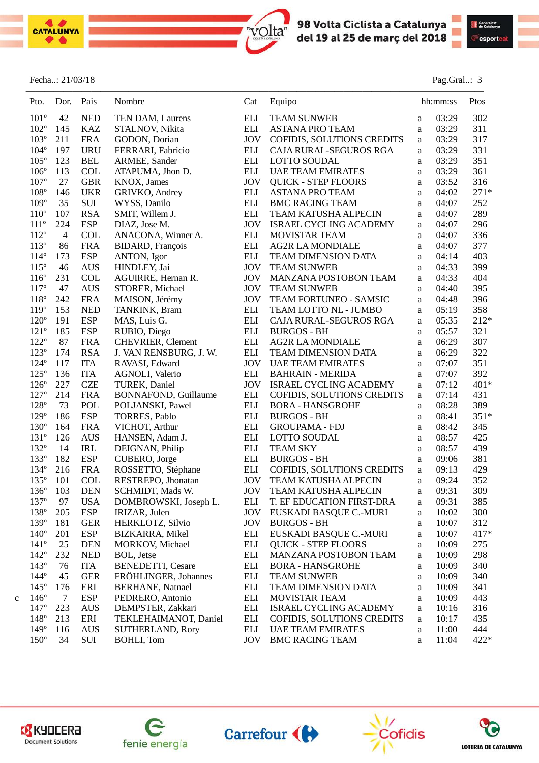Fecha..: 21/03/18 Pag.Gral..: 3

| | Pto. | Dor. | Pais | Nombre | Cat | Equipo | | hh:mm:ss | Ptos |
|---|---|---|---|---|---|---|---|---|---|
| | 101º | 42 | NED | TEN DAM, Laurens | ELI | TEAM SUNWEB | a | 03:29 | 302 |
| | 102º | 145 | KAZ | STALNOV, Nikita | ELI | ASTANA PRO TEAM | a | 03:29 | 311 |
| | 103º | 211 | FRA | GODON, Dorian | JOV | COFIDIS, SOLUTIONS CREDITS | a | 03:29 | 317 |
| | 104º | 197 | URU | FERRARI, Fabricio | ELI | CAJA RURAL-SEGUROS RGA | a | 03:29 | 331 |
| | 105º | 123 | BEL | ARMEE, Sander | ELI | LOTTO SOUDAL | a | 03:29 | 351 |
| | 106º | 113 | COL | ATAPUMA, Jhon D. | ELI | UAE TEAM EMIRATES | a | 03:29 | 361 |
| | 107º | 27 | GBR | KNOX, James | JOV | QUICK - STEP FLOORS | a | 03:52 | 316 |
| | 108º | 146 | UKR | GRIVKO, Andrey | ELI | ASTANA PRO TEAM | a | 04:02 | 271* |
| | 109º | 35 | SUI | WYSS, Danilo | ELI | BMC RACING TEAM | a | 04:07 | 252 |
| | 110º | 107 | RSA | SMIT, Willem J. | ELI | TEAM KATUSHA ALPECIN | a | 04:07 | 289 |
| | 111º | 224 | ESP | DIAZ, Jose M. | JOV | ISRAEL CYCLING ACADEMY | a | 04:07 | 296 |
| | 112º | 4 | COL | ANACONA, Winner A. | ELI | MOVISTAR TEAM | a | 04:07 | 336 |
| | 113º | 86 | FRA | BIDARD, François | ELI | AG2R LA MONDIALE | a | 04:07 | 377 |
| | 114º | 173 | ESP | ANTON, Igor | ELI | TEAM DIMENSION DATA | a | 04:14 | 403 |
| | 115º | 46 | AUS | HINDLEY, Jai | JOV | TEAM SUNWEB | a | 04:33 | 399 |
| | 116º | 231 | COL | AGUIRRE, Hernan R. | JOV | MANZANA POSTOBON TEAM | a | 04:33 | 404 |
| | 117º | 47 | AUS | STORER, Michael | JOV | TEAM SUNWEB | a | 04:40 | 395 |
| | 118º | 242 | FRA | MAISON, Jérémy | JOV | TEAM FORTUNEO - SAMSIC | a | 04:48 | 396 |
| | 119º | 153 | NED | TANKINK, Bram | ELI | TEAM LOTTO NL - JUMBO | a | 05:19 | 358 |
| | 120º | 191 | ESP | MAS, Luis G. | ELI | CAJA RURAL-SEGUROS RGA | a | 05:35 | 212* |
| | 121º | 185 | ESP | RUBIO, Diego | ELI | BURGOS - BH | a | 05:57 | 321 |
| | 122º | 87 | FRA | CHEVRIER, Clement | ELI | AG2R LA MONDIALE | a | 06:29 | 307 |
| | 123º | 174 | RSA | J. VAN RENSBURG, J. W. | ELI | TEAM DIMENSION DATA | a | 06:29 | 322 |
| | 124º | 117 | ITA | RAVASI, Edward | JOV | UAE TEAM EMIRATES | a | 07:07 | 351 |
| | 125º | 136 | ITA | AGNOLI, Valerio | ELI | BAHRAIN - MERIDA | a | 07:07 | 392 |
| | 126º | 227 | CZE | TUREK, Daniel | JOV | ISRAEL CYCLING ACADEMY | a | 07:12 | 401* |
| | 127º | 214 | FRA | BONNAFOND, Guillaume | ELI | COFIDIS, SOLUTIONS CREDITS | a | 07:14 | 431 |
| | 128º | 73 | POL | POLJANSKI, Pawel | ELI | BORA - HANSGROHE | a | 08:28 | 389 |
| | 129º | 186 | ESP | TORRES, Pablo | ELI | BURGOS - BH | a | 08:41 | 351* |
| | 130º | 164 | FRA | VICHOT, Arthur | ELI | GROUPAMA - FDJ | a | 08:42 | 345 |
| | 131º | 126 | AUS | HANSEN, Adam J. | ELI | LOTTO SOUDAL | a | 08:57 | 425 |
| | 132º | 14 | IRL | DEIGNAN, Philip | ELI | TEAM SKY | a | 08:57 | 439 |
| | 133º | 182 | ESP | CUBERO, Jorge | ELI | BURGOS - BH | a | 09:06 | 381 |
| | 134º | 216 | FRA | ROSSETTO, Stéphane | ELI | COFIDIS, SOLUTIONS CREDITS | a | 09:13 | 429 |
| | 135º | 101 | COL | RESTREPO, Jhonatan | JOV | TEAM KATUSHA ALPECIN | a | 09:24 | 352 |
| | 136º | 103 | DEN | SCHMIDT, Mads W. | JOV | TEAM KATUSHA ALPECIN | a | 09:31 | 309 |
| | 137º | 97 | USA | DOMBROWSKI, Joseph L. | ELI | T. EF EDUCATION FIRST-DRA | a | 09:31 | 385 |
| | 138º | 205 | ESP | IRIZAR, Julen | JOV | EUSKADI BASQUE C.-MURI | a | 10:02 | 300 |
| | 139º | 181 | GER | HERKLOTZ, Silvio | JOV | BURGOS - BH | a | 10:07 | 312 |
| | 140º | 201 | ESP | BIZKARRA, Mikel | ELI | EUSKADI BASQUE C.-MURI | a | 10:07 | 417* |
| | 141º | 25 | DEN | MORKOV, Michael | ELI | QUICK - STEP FLOORS | a | 10:09 | 275 |
| | 142º | 232 | NED | BOL, Jetse | ELI | MANZANA POSTOBON TEAM | a | 10:09 | 298 |
| | 143º | 76 | ITA | BENEDETTI, Cesare | ELI | BORA - HANSGROHE | a | 10:09 | 340 |
| | 144º | 45 | GER | FRÖHLINGER, Johannes | ELI | TEAM SUNWEB | a | 10:09 | 340 |
| | 145º | 176 | ERI | BERHANE, Natnael | ELI | TEAM DIMENSION DATA | a | 10:09 | 341 |
| c | 146º | 7 | ESP | PEDRERO, Antonio | ELI | MOVISTAR TEAM | a | 10:09 | 443 |
| | 147º | 223 | AUS | DEMPSTER, Zakkari | ELI | ISRAEL CYCLING ACADEMY | a | 10:16 | 316 |
| | 148º | 213 | ERI | TEKLEHAIMANOT, Daniel | ELI | COFIDIS, SOLUTIONS CREDITS | a | 10:17 | 435 |
| | 149º | 116 | AUS | SUTHERLAND, Rory | ELI | UAE TEAM EMIRATES | a | 11:00 | 444 |
| | 150º | 34 | SUI | BOHLI, Tom | JOV | BMC RACING TEAM | a | 11:04 | 422* |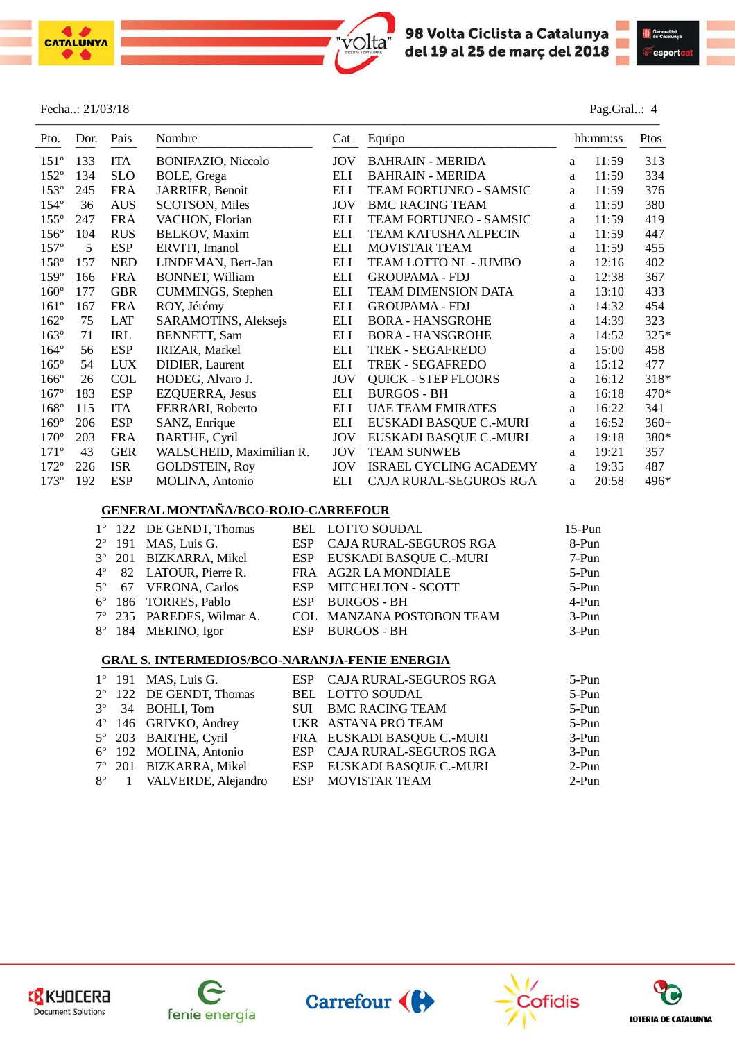Fecha..: 21/03/18

Pag.Gral..: 4

| Pto. | Dor. | Pais | Nombre | Cat | Equipo | | hh:mm:ss | Ptos |
|---|---|---|---|---|---|---|---|---|
| 151º | 133 | ITA | BONIFAZIO, Niccolo | JOV | BAHRAIN - MERIDA | a | 11:59 | 313 |
| 152º | 134 | SLO | BOLE, Grega | ELI | BAHRAIN - MERIDA | a | 11:59 | 334 |
| 153º | 245 | FRA | JARRIER, Benoit | ELI | TEAM FORTUNEO - SAMSIC | a | 11:59 | 376 |
| 154º | 36 | AUS | SCOTSON, Miles | JOV | BMC RACING TEAM | a | 11:59 | 380 |
| 155º | 247 | FRA | VACHON, Florian | ELI | TEAM FORTUNEO - SAMSIC | a | 11:59 | 419 |
| 156º | 104 | RUS | BELKOV, Maxim | ELI | TEAM KATUSHA ALPECIN | a | 11:59 | 447 |
| 157º | 5 | ESP | ERVITI, Imanol | ELI | MOVISTAR TEAM | a | 11:59 | 455 |
| 158º | 157 | NED | LINDEMAN, Bert-Jan | ELI | TEAM LOTTO NL - JUMBO | a | 12:16 | 402 |
| 159º | 166 | FRA | BONNET, William | ELI | GROUPAMA - FDJ | a | 12:38 | 367 |
| 160º | 177 | GBR | CUMMINGS, Stephen | ELI | TEAM DIMENSION DATA | a | 13:10 | 433 |
| 161º | 167 | FRA | ROY, Jérémy | ELI | GROUPAMA - FDJ | a | 14:32 | 454 |
| 162º | 75 | LAT | SARAMOTINS, Aleksejs | ELI | BORA - HANSGROHE | a | 14:39 | 323 |
| 163º | 71 | IRL | BENNETT, Sam | ELI | BORA - HANSGROHE | a | 14:52 | 325* |
| 164º | 56 | ESP | IRIZAR, Markel | ELI | TREK - SEGAFREDO | a | 15:00 | 458 |
| 165º | 54 | LUX | DIDIER, Laurent | ELI | TREK - SEGAFREDO | a | 15:12 | 477 |
| 166º | 26 | COL | HODEG, Alvaro J. | JOV | QUICK - STEP FLOORS | a | 16:12 | 318* |
| 167º | 183 | ESP | EZQUERRA, Jesus | ELI | BURGOS - BH | a | 16:18 | 470* |
| 168º | 115 | ITA | FERRARI, Roberto | ELI | UAE TEAM EMIRATES | a | 16:22 | 341 |
| 169º | 206 | ESP | SANZ, Enrique | ELI | EUSKADI BASQUE C.-MURI | a | 16:52 | 360+ |
| 170º | 203 | FRA | BARTHE, Cyril | JOV | EUSKADI BASQUE C.-MURI | a | 19:18 | 380* |
| 171º | 43 | GER | WALSCHEID, Maximilian R. | JOV | TEAM SUNWEB | a | 19:21 | 357 |
| 172º | 226 | ISR | GOLDSTEIN, Roy | JOV | ISRAEL CYCLING ACADEMY | a | 19:35 | 487 |
| 173º | 192 | ESP | MOLINA, Antonio | ELI | CAJA RURAL-SEGUROS RGA | a | 20:58 | 496* |

## GENERAL MONTAÑA/BCO-ROJO-CARREFOUR

| Pto. | Dor. | Nombre | Pais | Equipo | Ptos |
|---|---|---|---|---|---|
| 1º | 122 | DE GENDT, Thomas | BEL | LOTTO SOUDAL | 15-Pun |
| 2º | 191 | MAS, Luis G. | ESP | CAJA RURAL-SEGUROS RGA | 8-Pun |
| 3º | 201 | BIZKARRA, Mikel | ESP | EUSKADI BASQUE C.-MURI | 7-Pun |
| 4º | 82 | LATOUR, Pierre R. | FRA | AG2R LA MONDIALE | 5-Pun |
| 5º | 67 | VERONA, Carlos | ESP | MITCHELTON - SCOTT | 5-Pun |
| 6º | 186 | TORRES, Pablo | ESP | BURGOS - BH | 4-Pun |
| 7º | 235 | PAREDES, Wilmar A. | COL | MANZANA POSTOBON TEAM | 3-Pun |
| 8º | 184 | MERINO, Igor | ESP | BURGOS - BH | 3-Pun |

## GRAL S. INTERMEDIOS/BCO-NARANJA-FENIE ENERGIA

| Pto. | Dor. | Nombre | Pais | Equipo | Ptos |
|---|---|---|---|---|---|
| 1º | 191 | MAS, Luis G. | ESP | CAJA RURAL-SEGUROS RGA | 5-Pun |
| 2º | 122 | DE GENDT, Thomas | BEL | LOTTO SOUDAL | 5-Pun |
| 3º | 34 | BOHLI, Tom | SUI | BMC RACING TEAM | 5-Pun |
| 4º | 146 | GRIVKO, Andrey | UKR | ASTANA PRO TEAM | 5-Pun |
| 5º | 203 | BARTHE, Cyril | FRA | EUSKADI BASQUE C.-MURI | 3-Pun |
| 6º | 192 | MOLINA, Antonio | ESP | CAJA RURAL-SEGUROS RGA | 3-Pun |
| 7º | 201 | BIZKARRA, Mikel | ESP | EUSKADI BASQUE C.-MURI | 2-Pun |
| 8º | 1 | VALVERDE, Alejandro | ESP | MOVISTAR TEAM | 2-Pun |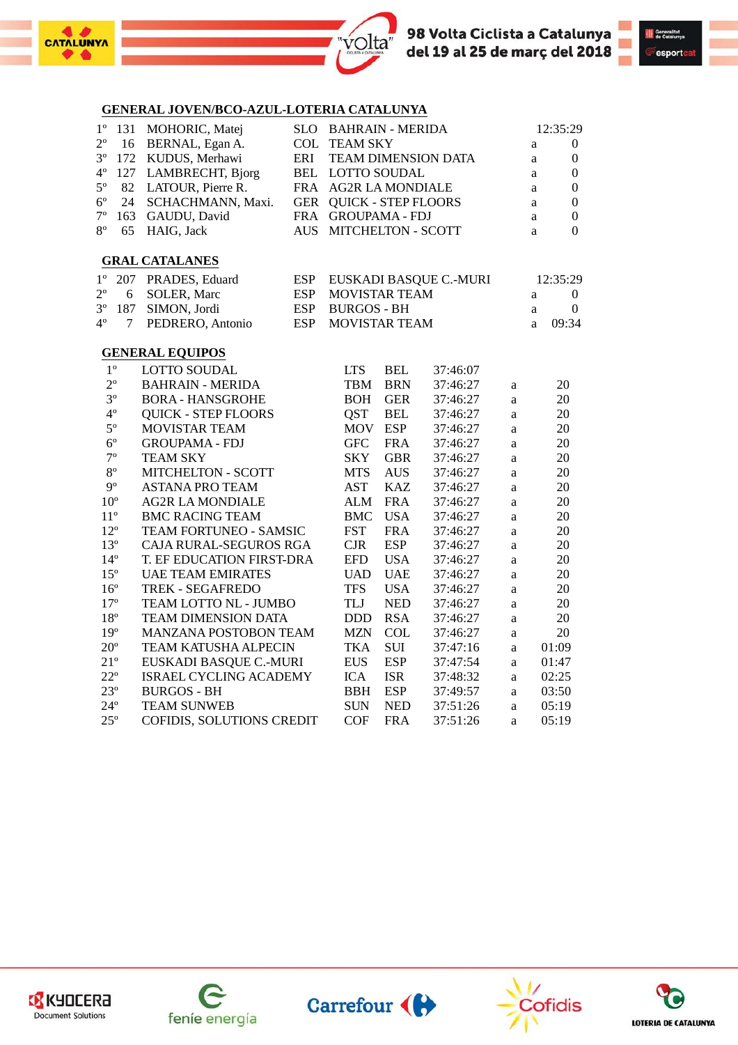## GENERAL JOVEN/BCO-AZUL-LOTERIA CATALUNYA

| | | | | | | |
|---|---|---|---|---|---|---|
| 1º | 131 | MOHORIC, Matej | SLO | BAHRAIN - MERIDA | | 12:35:29 |
| 2º | 16 | BERNAL, Egan A. | COL | TEAM SKY | a | 0 |
| 3º | 172 | KUDUS, Merhawi | ERI | TEAM DIMENSION DATA | a | 0 |
| 4º | 127 | LAMBRECHT, Bjorg | BEL | LOTTO SOUDAL | a | 0 |
| 5º | 82 | LATOUR, Pierre R. | FRA | AG2R LA MONDIALE | a | 0 |
| 6º | 24 | SCHACHMANN, Maxi. | GER | QUICK - STEP FLOORS | a | 0 |
| 7º | 163 | GAUDU, David | FRA | GROUPAMA - FDJ | a | 0 |
| 8º | 65 | HAIG, Jack | AUS | MITCHELTON - SCOTT | a | 0 |

## GRAL CATALANES

| | | | | | | |
|---|---|---|---|---|---|---|
| 1º | 207 | PRADES, Eduard | ESP | EUSKADI BASQUE C.-MURI | | 12:35:29 |
| 2º | 6 | SOLER, Marc | ESP | MOVISTAR TEAM | a | 0 |
| 3º | 187 | SIMON, Jordi | ESP | BURGOS - BH | a | 0 |
| 4º | 7 | PEDRERO, Antonio | ESP | MOVISTAR TEAM | a | 09:34 |

## GENERAL EQUIPOS

| | | | | | | |
|---|---|---|---|---|---|---|
| 1º | LOTTO SOUDAL | LTS | BEL | 37:46:07 | | |
| 2º | BAHRAIN - MERIDA | TBM | BRN | 37:46:27 | a | 20 |
| 3º | BORA - HANSGROHE | BOH | GER | 37:46:27 | a | 20 |
| 4º | QUICK - STEP FLOORS | QST | BEL | 37:46:27 | a | 20 |
| 5º | MOVISTAR TEAM | MOV | ESP | 37:46:27 | a | 20 |
| 6º | GROUPAMA - FDJ | GFC | FRA | 37:46:27 | a | 20 |
| 7º | TEAM SKY | SKY | GBR | 37:46:27 | a | 20 |
| 8º | MITCHELTON - SCOTT | MTS | AUS | 37:46:27 | a | 20 |
| 9º | ASTANA PRO TEAM | AST | KAZ | 37:46:27 | a | 20 |
| 10º | AG2R LA MONDIALE | ALM | FRA | 37:46:27 | a | 20 |
| 11º | BMC RACING TEAM | BMC | USA | 37:46:27 | a | 20 |
| 12º | TEAM FORTUNEO - SAMSIC | FST | FRA | 37:46:27 | a | 20 |
| 13º | CAJA RURAL-SEGUROS RGA | CJR | ESP | 37:46:27 | a | 20 |
| 14º | T. EF EDUCATION FIRST-DRA | EFD | USA | 37:46:27 | a | 20 |
| 15º | UAE TEAM EMIRATES | UAD | UAE | 37:46:27 | a | 20 |
| 16º | TREK - SEGAFREDO | TFS | USA | 37:46:27 | a | 20 |
| 17º | TEAM LOTTO NL - JUMBO | TLJ | NED | 37:46:27 | a | 20 |
| 18º | TEAM DIMENSION DATA | DDD | RSA | 37:46:27 | a | 20 |
| 19º | MANZANA POSTOBON TEAM | MZN | COL | 37:46:27 | a | 20 |
| 20º | TEAM KATUSHA ALPECIN | TKA | SUI | 37:47:16 | a | 01:09 |
| 21º | EUSKADI BASQUE C.-MURI | EUS | ESP | 37:47:54 | a | 01:47 |
| 22º | ISRAEL CYCLING ACADEMY | ICA | ISR | 37:48:32 | a | 02:25 |
| 23º | BURGOS - BH | BBH | ESP | 37:49:57 | a | 03:50 |
| 24º | TEAM SUNWEB | SUN | NED | 37:51:26 | a | 05:19 |
| 25º | COFIDIS, SOLUTIONS CREDIT | COF | FRA | 37:51:26 | a | 05:19 |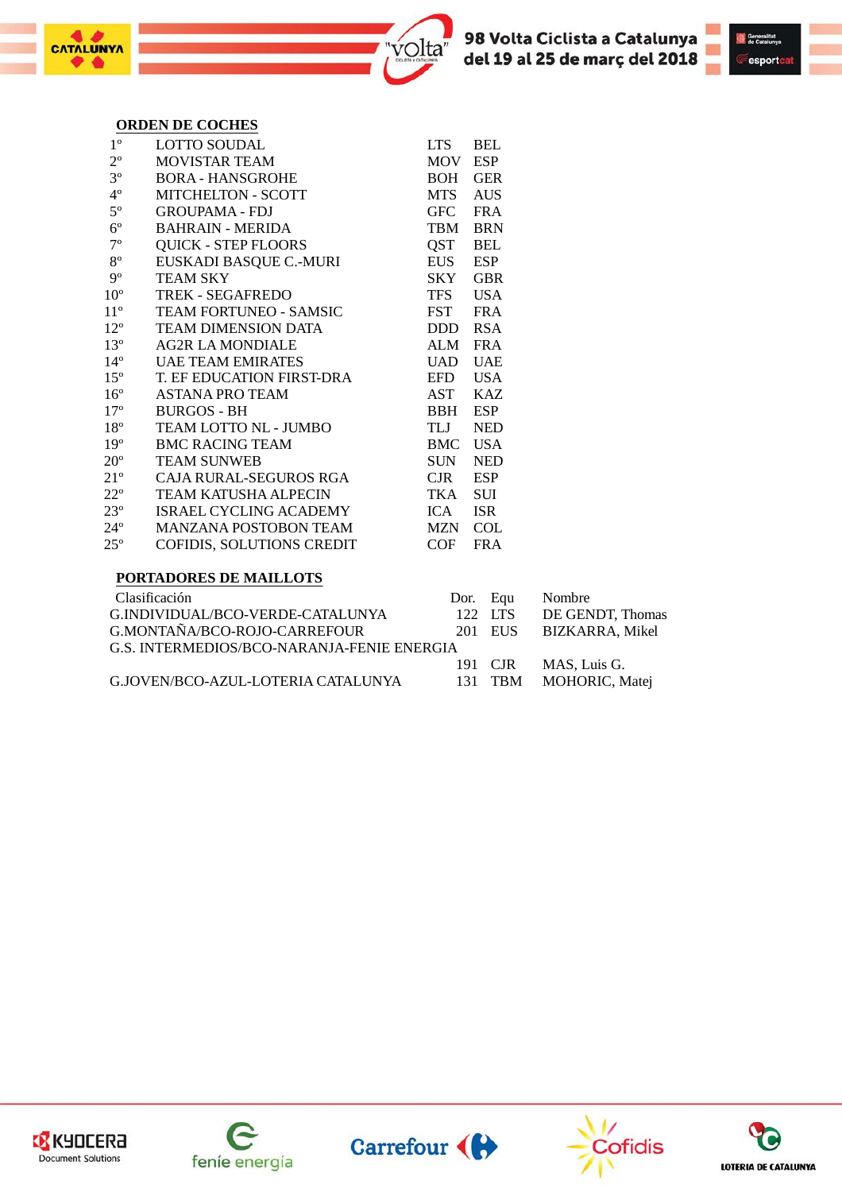## ORDEN DE COCHES

| | | | |
|---|---|---|---|
| 1º | LOTTO SOUDAL | LTS | BEL |
| 2º | MOVISTAR TEAM | MOV | ESP |
| 3º | BORA - HANSGROHE | BOH | GER |
| 4º | MITCHELTON - SCOTT | MTS | AUS |
| 5º | GROUPAMA - FDJ | GFC | FRA |
| 6º | BAHRAIN - MERIDA | TBM | BRN |
| 7º | QUICK - STEP FLOORS | QST | BEL |
| 8º | EUSKADI BASQUE C.-MURI | EUS | ESP |
| 9º | TEAM SKY | SKY | GBR |
| 10º | TREK - SEGAFREDO | TFS | USA |
| 11º | TEAM FORTUNEO - SAMSIC | FST | FRA |
| 12º | TEAM DIMENSION DATA | DDD | RSA |
| 13º | AG2R LA MONDIALE | ALM | FRA |
| 14º | UAE TEAM EMIRATES | UAD | UAE |
| 15º | T. EF EDUCATION FIRST-DRA | EFD | USA |
| 16º | ASTANA PRO TEAM | AST | KAZ |
| 17º | BURGOS - BH | BBH | ESP |
| 18º | TEAM LOTTO NL - JUMBO | TLJ | NED |
| 19º | BMC RACING TEAM | BMC | USA |
| 20º | TEAM SUNWEB | SUN | NED |
| 21º | CAJA RURAL-SEGUROS RGA | CJR | ESP |
| 22º | TEAM KATUSHA ALPECIN | TKA | SUI |
| 23º | ISRAEL CYCLING ACADEMY | ICA | ISR |
| 24º | MANZANA POSTOBON TEAM | MZN | COL |
| 25º | COFIDIS, SOLUTIONS CREDIT | COF | FRA |

## PORTADORES DE MAILLOTS

| Clasificación | Dor. | Equ | Nombre |
|---|---|---|---|
| G.INDIVIDUAL/BCO-VERDE-CATALUNYA | 122 | LTS | DE GENDT, Thomas |
| G.MONTAÑA/BCO-ROJO-CARREFOUR | 201 | EUS | BIZKARRA, Mikel |
| G.S. INTERMEDIOS/BCO-NARANJA-FENIE ENERGIA | 191 | CJR | MAS, Luis G. |
| G.JOVEN/BCO-AZUL-LOTERIA CATALUNYA | 131 | TBM | MOHORIC, Matej |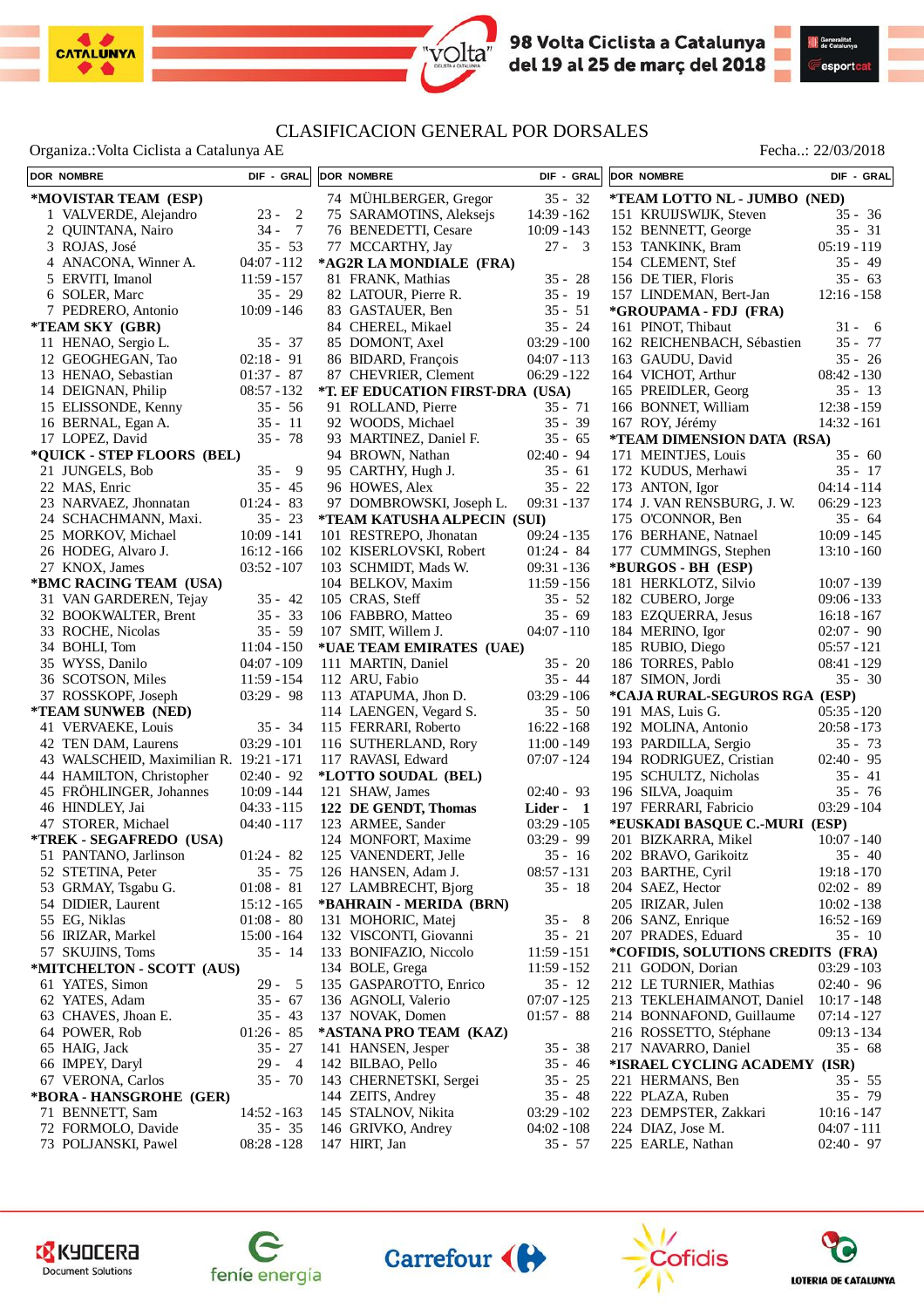98 Volta Ciclista a Catalunya del 19 al 25 de març del 2018

# CLASIFICACION GENERAL POR DORSALES

Organiza.:Volta Ciclista a Catalunya AE

Fecha..: 22/03/2018

| DOR | NOMBRE | DIF - GRAL |
|---|---|---|
| | **\*MOVISTAR TEAM (ESP)** | |
| 1 | VALVERDE, Alejandro | 23 - 2 |
| 2 | QUINTANA, Nairo | 34 - 7 |
| 3 | ROJAS, José | 35 - 53 |
| 4 | ANACONA, Winner A. | 04:07 - 112 |
| 5 | ERVITI, Imanol | 11:59 - 157 |
| 6 | SOLER, Marc | 35 - 29 |
| 7 | PEDRERO, Antonio | 10:09 - 146 |
| | **\*TEAM SKY (GBR)** | |
| 11 | HENAO, Sergio L. | 35 - 37 |
| 12 | GEOGHEGAN, Tao | 02:18 - 91 |
| 13 | HENAO, Sebastian | 01:37 - 87 |
| 14 | DEIGNAN, Philip | 08:57 - 132 |
| 15 | ELISSONDE, Kenny | 35 - 56 |
| 16 | BERNAL, Egan A. | 35 - 11 |
| 17 | LOPEZ, David | 35 - 78 |
| | **\*QUICK - STEP FLOORS (BEL)** | |
| 21 | JUNGELS, Bob | 35 - 9 |
| 22 | MAS, Enric | 35 - 45 |
| 23 | NARVAEZ, Jhonnatan | 01:24 - 83 |
| 24 | SCHACHMANN, Maxi. | 35 - 23 |
| 25 | MORKOV, Michael | 10:09 - 141 |
| 26 | HODEG, Alvaro J. | 16:12 - 166 |
| 27 | KNOX, James | 03:52 - 107 |
| | **\*BMC RACING TEAM (USA)** | |
| 31 | VAN GARDEREN, Tejay | 35 - 42 |
| 32 | BOOKWALTER, Brent | 35 - 33 |
| 33 | ROCHE, Nicolas | 35 - 59 |
| 34 | BOHLI, Tom | 11:04 - 150 |
| 35 | WYSS, Danilo | 04:07 - 109 |
| 36 | SCOTSON, Miles | 11:59 - 154 |
| 37 | ROSSKOPF, Joseph | 03:29 - 98 |
| | **\*TEAM SUNWEB (NED)** | |
| 41 | VERVAEKE, Louis | 35 - 34 |
| 42 | TEN DAM, Laurens | 03:29 - 101 |
| 43 | WALSCHEID, Maximilian R. | 19:21 - 171 |
| 44 | HAMILTON, Christopher | 02:40 - 92 |
| 45 | FRÖHLINGER, Johannes | 10:09 - 144 |
| 46 | HINDLEY, Jai | 04:33 - 115 |
| 47 | STORER, Michael | 04:40 - 117 |
| | **\*TREK - SEGAFREDO (USA)** | |
| 51 | PANTANO, Jarlinson | 01:24 - 82 |
| 52 | STETINA, Peter | 35 - 75 |
| 53 | GRMAY, Tsgabu G. | 01:08 - 81 |
| 54 | DIDIER, Laurent | 15:12 - 165 |
| 55 | EG, Niklas | 01:08 - 80 |
| 56 | IRIZAR, Markel | 15:00 - 164 |
| 57 | SKUJINS, Toms | 35 - 14 |
| | **\*MITCHELTON - SCOTT (AUS)** | |
| 61 | YATES, Simon | 29 - 5 |
| 62 | YATES, Adam | 35 - 67 |
| 63 | CHAVES, Jhoan E. | 35 - 43 |
| 64 | POWER, Rob | 01:26 - 85 |
| 65 | HAIG, Jack | 35 - 27 |
| 66 | IMPEY, Daryl | 29 - 4 |
| 67 | VERONA, Carlos | 35 - 70 |
| | **\*BORA - HANSGROHE (GER)** | |
| 71 | BENNETT, Sam | 14:52 - 163 |
| 72 | FORMOLO, Davide | 35 - 35 |
| 73 | POLJANSKI, Pawel | 08:28 - 128 |
| 74 | MÜHLBERGER, Gregor | 35 - 32 |
| 75 | SARAMOTINS, Aleksejs | 14:39 - 162 |
| 76 | BENEDETTI, Cesare | 10:09 - 143 |
| 77 | MCCARTHY, Jay | 27 - 3 |
| | **\*AG2R LA MONDIALE (FRA)** | |
| 81 | FRANK, Mathias | 35 - 28 |
| 82 | LATOUR, Pierre R. | 35 - 19 |
| 83 | GASTAUER, Ben | 35 - 51 |
| 84 | CHEREL, Mikael | 35 - 24 |
| 85 | DOMONT, Axel | 03:29 - 100 |
| 86 | BIDARD, François | 04:07 - 113 |
| 87 | CHEVRIER, Clement | 06:29 - 122 |
| | **\*T. EF EDUCATION FIRST-DRA (USA)** | |
| 91 | ROLLAND, Pierre | 35 - 71 |
| 92 | WOODS, Michael | 35 - 39 |
| 93 | MARTINEZ, Daniel F. | 35 - 65 |
| 94 | BROWN, Nathan | 02:40 - 94 |
| 95 | CARTHY, Hugh J. | 35 - 61 |
| 96 | HOWES, Alex | 35 - 22 |
| 97 | DOMBROWSKI, Joseph L. | 09:31 - 137 |
| | **\*TEAM KATUSHA ALPECIN (SUI)** | |
| 101 | RESTREPO, Jhonatan | 09:24 - 135 |
| 102 | KISERLOVSKI, Robert | 01:24 - 84 |
| 103 | SCHMIDT, Mads W. | 09:31 - 136 |
| 104 | BELKOV, Maxim | 11:59 - 156 |
| 105 | CRAS, Steff | 35 - 52 |
| 106 | FABBRO, Matteo | 35 - 69 |
| 107 | SMIT, Willem J. | 04:07 - 110 |
| | **\*UAE TEAM EMIRATES (UAE)** | |
| 111 | MARTIN, Daniel | 35 - 20 |
| 112 | ARU, Fabio | 35 - 44 |
| 113 | ATAPUMA, Jhon D. | 03:29 - 106 |
| 114 | LAENGEN, Vegard S. | 35 - 50 |
| 115 | FERRARI, Roberto | 16:22 - 168 |
| 116 | SUTHERLAND, Rory | 11:00 - 149 |
| 117 | RAVASI, Edward | 07:07 - 124 |
| | **\*LOTTO SOUDAL (BEL)** | |
| 121 | SHAW, James | 02:40 - 93 |
| **122** | **DE GENDT, Thomas** | **Lider - 1** |
| 123 | ARMEE, Sander | 03:29 - 105 |
| 124 | MONFORT, Maxime | 03:29 - 99 |
| 125 | VANENDERT, Jelle | 35 - 16 |
| 126 | HANSEN, Adam J. | 08:57 - 131 |
| 127 | LAMBRECHT, Bjorg | 35 - 18 |
| | **\*BAHRAIN - MERIDA (BRN)** | |
| 131 | MOHORIC, Matej | 35 - 8 |
| 132 | VISCONTI, Giovanni | 35 - 21 |
| 133 | BONIFAZIO, Niccolo | 11:59 - 151 |
| 134 | BOLE, Grega | 11:59 - 152 |
| 135 | GASPAROTTO, Enrico | 35 - 12 |
| 136 | AGNOLI, Valerio | 07:07 - 125 |
| 137 | NOVAK, Domen | 01:57 - 88 |
| | **\*ASTANA PRO TEAM (KAZ)** | |
| 141 | HANSEN, Jesper | 35 - 38 |
| 142 | BILBAO, Pello | 35 - 46 |
| 143 | CHERNETSKI, Sergei | 35 - 25 |
| 144 | ZEITS, Andrey | 35 - 48 |
| 145 | STALNOV, Nikita | 03:29 - 102 |
| 146 | GRIVKO, Andrey | 04:02 - 108 |
| 147 | HIRT, Jan | 35 - 57 |
| | **\*TEAM LOTTO NL - JUMBO (NED)** | |
| 151 | KRUIJSWIJK, Steven | 35 - 36 |
| 152 | BENNETT, George | 35 - 31 |
| 153 | TANKINK, Bram | 05:19 - 119 |
| 154 | CLEMENT, Stef | 35 - 49 |
| 156 | DE TIER, Floris | 35 - 63 |
| 157 | LINDEMAN, Bert-Jan | 12:16 - 158 |
| | **\*GROUPAMA - FDJ (FRA)** | |
| 161 | PINOT, Thibaut | 31 - 6 |
| 162 | REICHENBACH, Sébastien | 35 - 77 |
| 163 | GAUDU, David | 35 - 26 |
| 164 | VICHOT, Arthur | 08:42 - 130 |
| 165 | PREIDLER, Georg | 35 - 13 |
| 166 | BONNET, William | 12:38 - 159 |
| 167 | ROY, Jérémy | 14:32 - 161 |
| | **\*TEAM DIMENSION DATA (RSA)** | |
| 171 | MEINTJES, Louis | 35 - 60 |
| 172 | KUDUS, Merhawi | 35 - 17 |
| 173 | ANTON, Igor | 04:14 - 114 |
| 174 | J. VAN RENSBURG, J. W. | 06:29 - 123 |
| 175 | O'CONNOR, Ben | 35 - 64 |
| 176 | BERHANE, Natnael | 10:09 - 145 |
| 177 | CUMMINGS, Stephen | 13:10 - 160 |
| | **\*BURGOS - BH (ESP)** | |
| 181 | HERKLOTZ, Silvio | 10:07 - 139 |
| 182 | CUBERO, Jorge | 09:06 - 133 |
| 183 | EZQUERRA, Jesus | 16:18 - 167 |
| 184 | MERINO, Igor | 02:07 - 90 |
| 185 | RUBIO, Diego | 05:57 - 121 |
| 186 | TORRES, Pablo | 08:41 - 129 |
| 187 | SIMON, Jordi | 35 - 30 |
| | **\*CAJA RURAL-SEGUROS RGA (ESP)** | |
| 191 | MAS, Luis G. | 05:35 - 120 |
| 192 | MOLINA, Antonio | 20:58 - 173 |
| 193 | PARDILLA, Sergio | 35 - 73 |
| 194 | RODRIGUEZ, Cristian | 02:40 - 95 |
| 195 | SCHULTZ, Nicholas | 35 - 41 |
| 196 | SILVA, Joaquim | 35 - 76 |
| 197 | FERRARI, Fabricio | 03:29 - 104 |
| | **\*EUSKADI BASQUE C.-MURI (ESP)** | |
| 201 | BIZKARRA, Mikel | 10:07 - 140 |
| 202 | BRAVO, Garikoitz | 35 - 40 |
| 203 | BARTHE, Cyril | 19:18 - 170 |
| 204 | SAEZ, Hector | 02:02 - 89 |
| 205 | IRIZAR, Julen | 10:02 - 138 |
| 206 | SANZ, Enrique | 16:52 - 169 |
| 207 | PRADES, Eduard | 35 - 10 |
| | **\*COFIDIS, SOLUTIONS CREDITS (FRA)** | |
| 211 | GODON, Dorian | 03:29 - 103 |
| 212 | LE TURNIER, Mathias | 02:40 - 96 |
| 213 | TEKLEHAIMANOT, Daniel | 10:17 - 148 |
| 214 | BONNAFOND, Guillaume | 07:14 - 127 |
| 216 | ROSSETTO, Stéphane | 09:13 - 134 |
| 217 | NAVARRO, Daniel | 35 - 68 |
| | **\*ISRAEL CYCLING ACADEMY (ISR)** | |
| 221 | HERMANS, Ben | 35 - 55 |
| 222 | PLAZA, Ruben | 35 - 79 |
| 223 | DEMPSTER, Zakkari | 10:16 - 147 |
| 224 | DIAZ, Jose M. | 04:07 - 111 |
| 225 | EARLE, Nathan | 02:40 - 97 |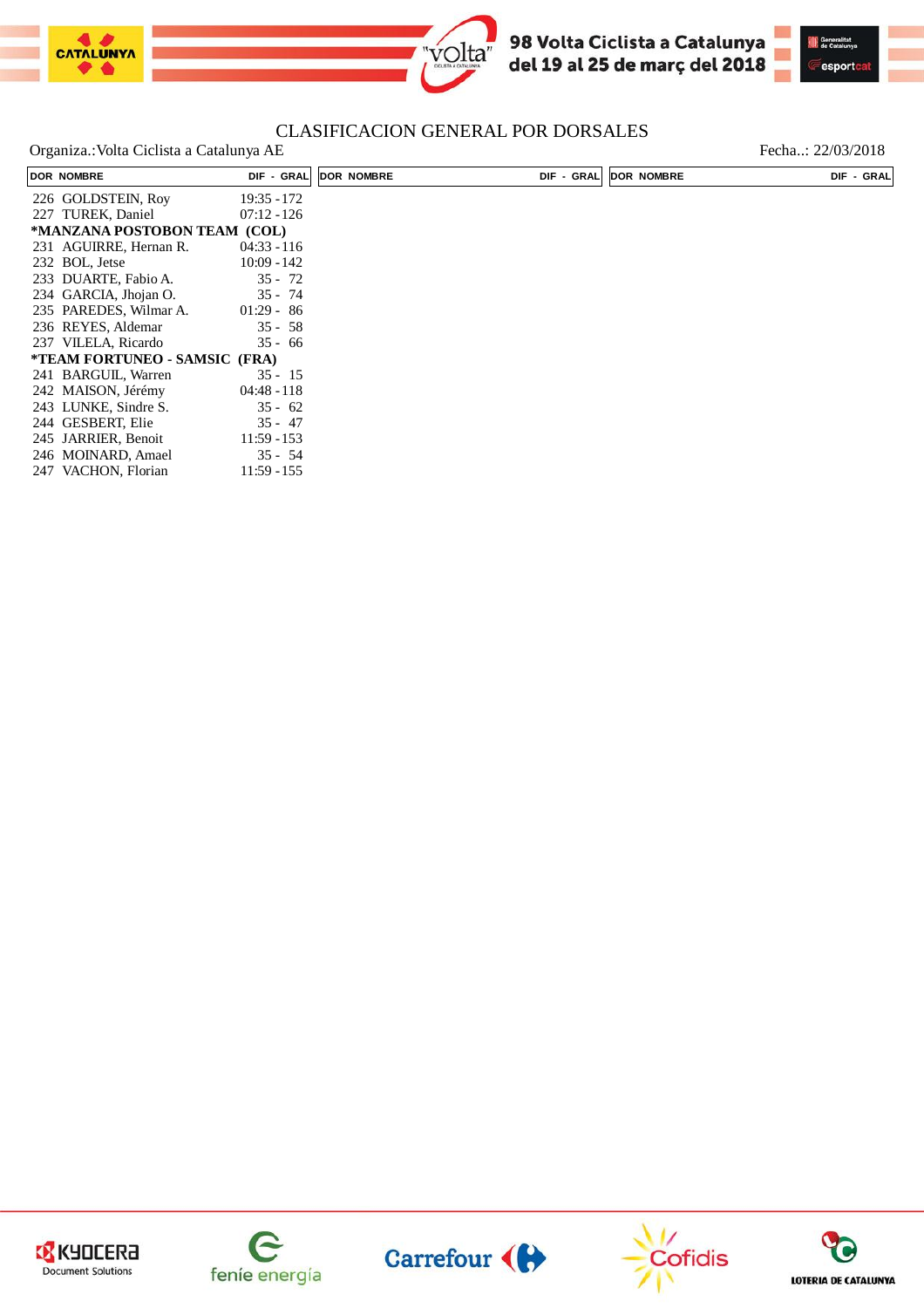# CLASIFICACION GENERAL POR DORSALES

Organiza.:Volta Ciclista a Catalunya AE

Fecha..: 22/03/2018

| DOR | NOMBRE | DIF - GRAL |
|---|---|---|
| 226 | GOLDSTEIN, Roy | 19:35 - 172 |
| 227 | TUREK, Daniel | 07:12 - 126 |
| **\*MANZANA POSTOBON TEAM (COL)** | | |
| 231 | AGUIRRE, Hernan R. | 04:33 - 116 |
| 232 | BOL, Jetse | 10:09 - 142 |
| 233 | DUARTE, Fabio A. | 35 - 72 |
| 234 | GARCIA, Jhojan O. | 35 - 74 |
| 235 | PAREDES, Wilmar A. | 01:29 - 86 |
| 236 | REYES, Aldemar | 35 - 58 |
| 237 | VILELA, Ricardo | 35 - 66 |
| **\*TEAM FORTUNEO - SAMSIC (FRA)** | | |
| 241 | BARGUIL, Warren | 35 - 15 |
| 242 | MAISON, Jérémy | 04:48 - 118 |
| 243 | LUNKE, Sindre S. | 35 - 62 |
| 244 | GESBERT, Elie | 35 - 47 |
| 245 | JARRIER, Benoit | 11:59 - 153 |
| 246 | MOINARD, Amael | 35 - 54 |
| 247 | VACHON, Florian | 11:59 - 155 |